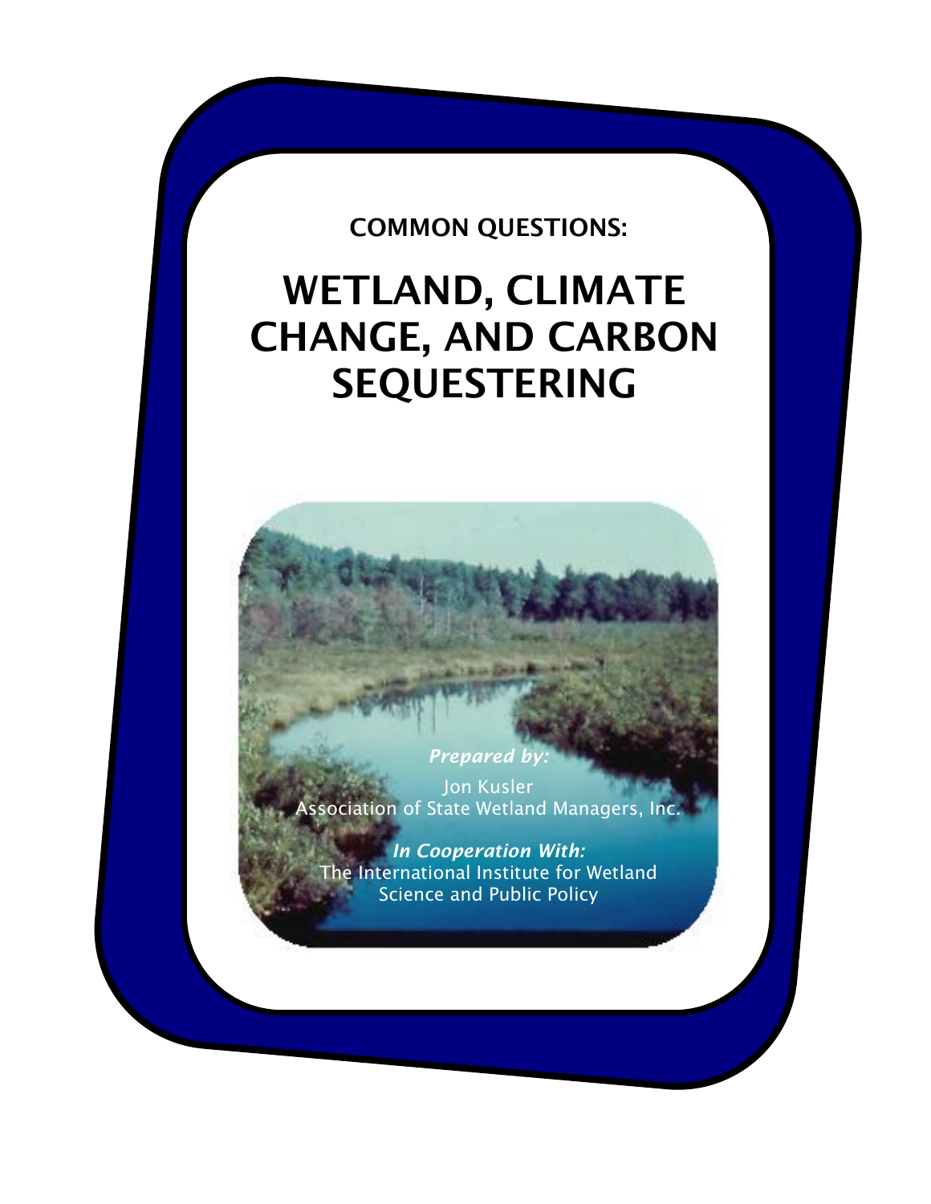COMMON QUESTIONS:

# WETLAND, CLIMATE CHANGE, AND CARBON SEQUESTERING

***Prepared by:***

Jon Kusler
Association of State Wetland Managers, Inc.

***In Cooperation With:***

The International Institute for Wetland Science and Public Policy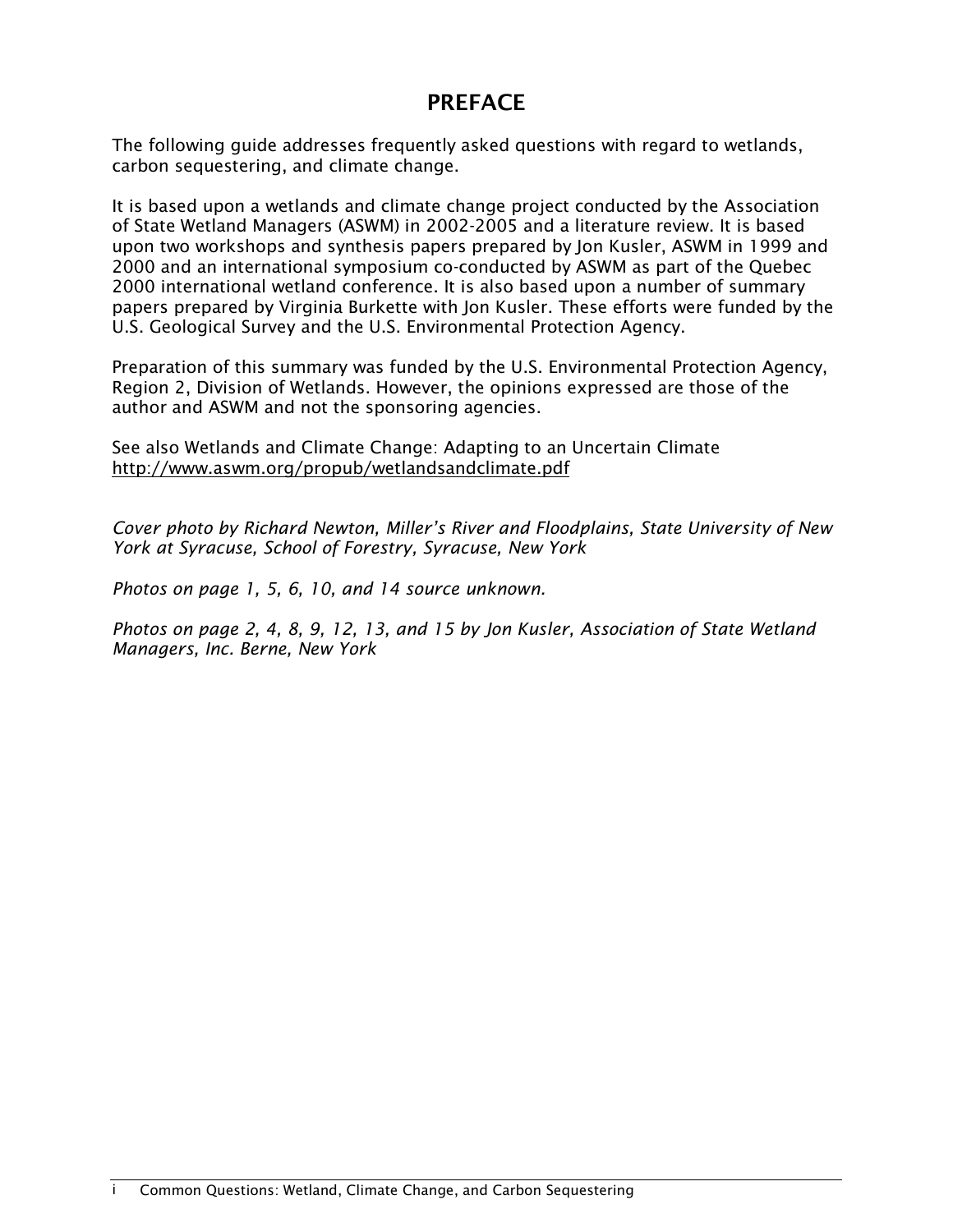# PREFACE

The following guide addresses frequently asked questions with regard to wetlands, carbon sequestering, and climate change.

It is based upon a wetlands and climate change project conducted by the Association of State Wetland Managers (ASWM) in 2002-2005 and a literature review. It is based upon two workshops and synthesis papers prepared by Jon Kusler, ASWM in 1999 and 2000 and an international symposium co-conducted by ASWM as part of the Quebec 2000 international wetland conference. It is also based upon a number of summary papers prepared by Virginia Burkette with Jon Kusler. These efforts were funded by the U.S. Geological Survey and the U.S. Environmental Protection Agency.

Preparation of this summary was funded by the U.S. Environmental Protection Agency, Region 2, Division of Wetlands. However, the opinions expressed are those of the author and ASWM and not the sponsoring agencies.

See also Wetlands and Climate Change: Adapting to an Uncertain Climate
http://www.aswm.org/propub/wetlandsandclimate.pdf

*Cover photo by Richard Newton, Miller's River and Floodplains, State University of New York at Syracuse, School of Forestry, Syracuse, New York*

*Photos on page 1, 5, 6, 10, and 14 source unknown.*

*Photos on page 2, 4, 8, 9, 12, 13, and 15 by Jon Kusler, Association of State Wetland Managers, Inc. Berne, New York*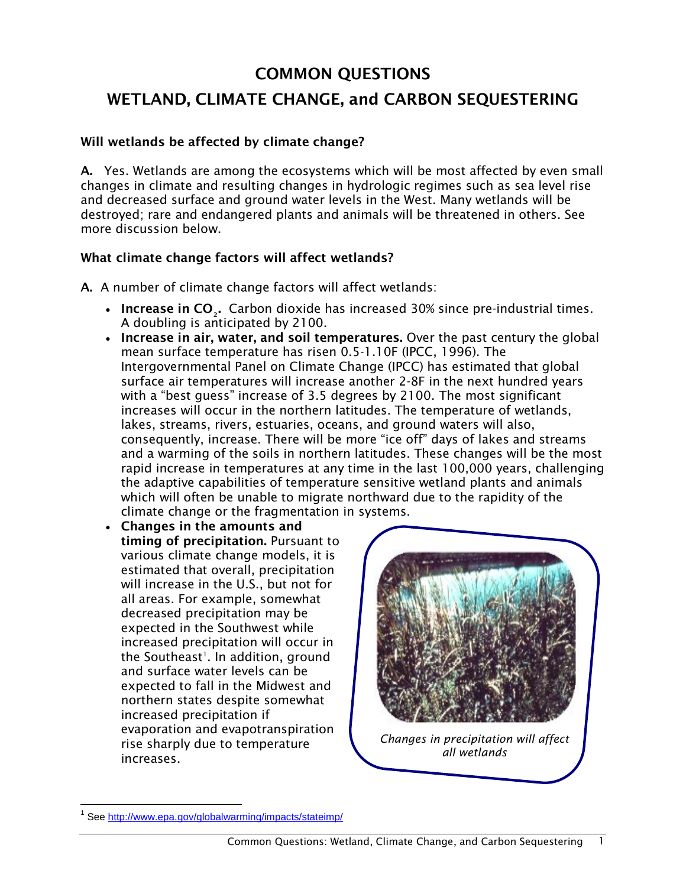# COMMON QUESTIONS

# WETLAND, CLIMATE CHANGE, and CARBON SEQUESTERING

### Will wetlands be affected by climate change?

**A.** Yes. Wetlands are among the ecosystems which will be most affected by even small changes in climate and resulting changes in hydrologic regimes such as sea level rise and decreased surface and ground water levels in the West. Many wetlands will be destroyed; rare and endangered plants and animals will be threatened in others. See more discussion below.

### What climate change factors will affect wetlands?

**A.** A number of climate change factors will affect wetlands:

- **Increase in $CO_2$.** Carbon dioxide has increased 30% since pre-industrial times. A doubling is anticipated by 2100.
- **Increase in air, water, and soil temperatures.** Over the past century the global mean surface temperature has risen 0.5-1.10F (IPCC, 1996). The Intergovernmental Panel on Climate Change (IPCC) has estimated that global surface air temperatures will increase another 2-8F in the next hundred years with a "best guess" increase of 3.5 degrees by 2100. The most significant increases will occur in the northern latitudes. The temperature of wetlands, lakes, streams, rivers, estuaries, oceans, and ground waters will also, consequently, increase. There will be more "ice off" days of lakes and streams and a warming of the soils in northern latitudes. These changes will be the most rapid increase in temperatures at any time in the last 100,000 years, challenging the adaptive capabilities of temperature sensitive wetland plants and animals which will often be unable to migrate northward due to the rapidity of the climate change or the fragmentation in systems.
- **Changes in the amounts and timing of precipitation.** Pursuant to various climate change models, it is estimated that overall, precipitation will increase in the U.S., but not for all areas. For example, somewhat decreased precipitation may be expected in the Southwest while increased precipitation will occur in the Southeast[1]. In addition, ground and surface water levels can be expected to fall in the Midwest and northern states despite somewhat increased precipitation if evaporation and evapotranspiration rise sharply due to temperature increases.

*Changes in precipitation will affect all wetlands*

[1] See http://www.epa.gov/globalwarming/impacts/stateimp/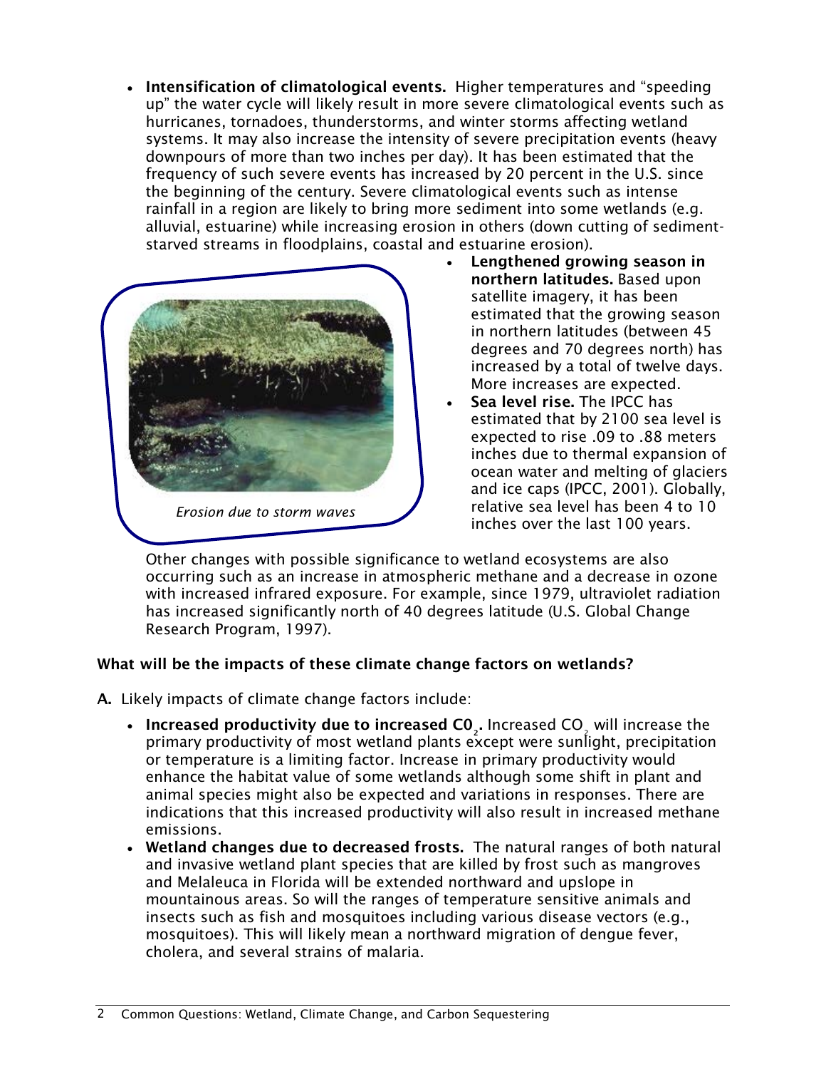- **Intensification of climatological events.** Higher temperatures and "speeding up" the water cycle will likely result in more severe climatological events such as hurricanes, tornadoes, thunderstorms, and winter storms affecting wetland systems. It may also increase the intensity of severe precipitation events (heavy downpours of more than two inches per day). It has been estimated that the frequency of such severe events has increased by 20 percent in the U.S. since the beginning of the century. Severe climatological events such as intense rainfall in a region are likely to bring more sediment into some wetlands (e.g. alluvial, estuarine) while increasing erosion in others (down cutting of sediment-starved streams in floodplains, coastal and estuarine erosion).

*Erosion due to storm waves*

- **Lengthened growing season in northern latitudes.** Based upon satellite imagery, it has been estimated that the growing season in northern latitudes (between 45 degrees and 70 degrees north) has increased by a total of twelve days. More increases are expected.
- **Sea level rise.** The IPCC has estimated that by 2100 sea level is expected to rise .09 to .88 meters inches due to thermal expansion of ocean water and melting of glaciers and ice caps (IPCC, 2001). Globally, relative sea level has been 4 to 10 inches over the last 100 years.

Other changes with possible significance to wetland ecosystems are also occurring such as an increase in atmospheric methane and a decrease in ozone with increased infrared exposure. For example, since 1979, ultraviolet radiation has increased significantly north of 40 degrees latitude (U.S. Global Change Research Program, 1997).

**What will be the impacts of these climate change factors on wetlands?**

**A.** Likely impacts of climate change factors include:

- **Increased productivity due to increased $C0_2$.** Increased $CO_2$ will increase the primary productivity of most wetland plants except were sunlight, precipitation or temperature is a limiting factor. Increase in primary productivity would enhance the habitat value of some wetlands although some shift in plant and animal species might also be expected and variations in responses. There are indications that this increased productivity will also result in increased methane emissions.
- **Wetland changes due to decreased frosts.** The natural ranges of both natural and invasive wetland plant species that are killed by frost such as mangroves and Melaleuca in Florida will be extended northward and upslope in mountainous areas. So will the ranges of temperature sensitive animals and insects such as fish and mosquitoes including various disease vectors (e.g., mosquitoes). This will likely mean a northward migration of dengue fever, cholera, and several strains of malaria.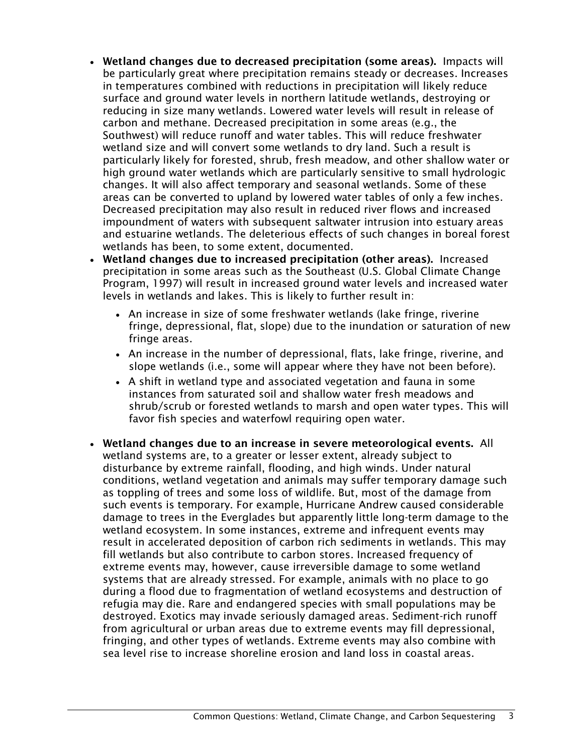- **Wetland changes due to decreased precipitation (some areas).** Impacts will be particularly great where precipitation remains steady or decreases. Increases in temperatures combined with reductions in precipitation will likely reduce surface and ground water levels in northern latitude wetlands, destroying or reducing in size many wetlands. Lowered water levels will result in release of carbon and methane. Decreased precipitation in some areas (e.g., the Southwest) will reduce runoff and water tables. This will reduce freshwater wetland size and will convert some wetlands to dry land. Such a result is particularly likely for forested, shrub, fresh meadow, and other shallow water or high ground water wetlands which are particularly sensitive to small hydrologic changes. It will also affect temporary and seasonal wetlands. Some of these areas can be converted to upland by lowered water tables of only a few inches. Decreased precipitation may also result in reduced river flows and increased impoundment of waters with subsequent saltwater intrusion into estuary areas and estuarine wetlands. The deleterious effects of such changes in boreal forest wetlands has been, to some extent, documented.
- **Wetland changes due to increased precipitation (other areas).** Increased precipitation in some areas such as the Southeast (U.S. Global Climate Change Program, 1997) will result in increased ground water levels and increased water levels in wetlands and lakes. This is likely to further result in:
    - An increase in size of some freshwater wetlands (lake fringe, riverine fringe, depressional, flat, slope) due to the inundation or saturation of new fringe areas.
    - An increase in the number of depressional, flats, lake fringe, riverine, and slope wetlands (i.e., some will appear where they have not been before).
    - A shift in wetland type and associated vegetation and fauna in some instances from saturated soil and shallow water fresh meadows and shrub/scrub or forested wetlands to marsh and open water types. This will favor fish species and waterfowl requiring open water.
- **Wetland changes due to an increase in severe meteorological events.** All wetland systems are, to a greater or lesser extent, already subject to disturbance by extreme rainfall, flooding, and high winds. Under natural conditions, wetland vegetation and animals may suffer temporary damage such as toppling of trees and some loss of wildlife. But, most of the damage from such events is temporary. For example, Hurricane Andrew caused considerable damage to trees in the Everglades but apparently little long-term damage to the wetland ecosystem. In some instances, extreme and infrequent events may result in accelerated deposition of carbon rich sediments in wetlands. This may fill wetlands but also contribute to carbon stores. Increased frequency of extreme events may, however, cause irreversible damage to some wetland systems that are already stressed. For example, animals with no place to go during a flood due to fragmentation of wetland ecosystems and destruction of refugia may die. Rare and endangered species with small populations may be destroyed. Exotics may invade seriously damaged areas. Sediment-rich runoff from agricultural or urban areas due to extreme events may fill depressional, fringing, and other types of wetlands. Extreme events may also combine with sea level rise to increase shoreline erosion and land loss in coastal areas.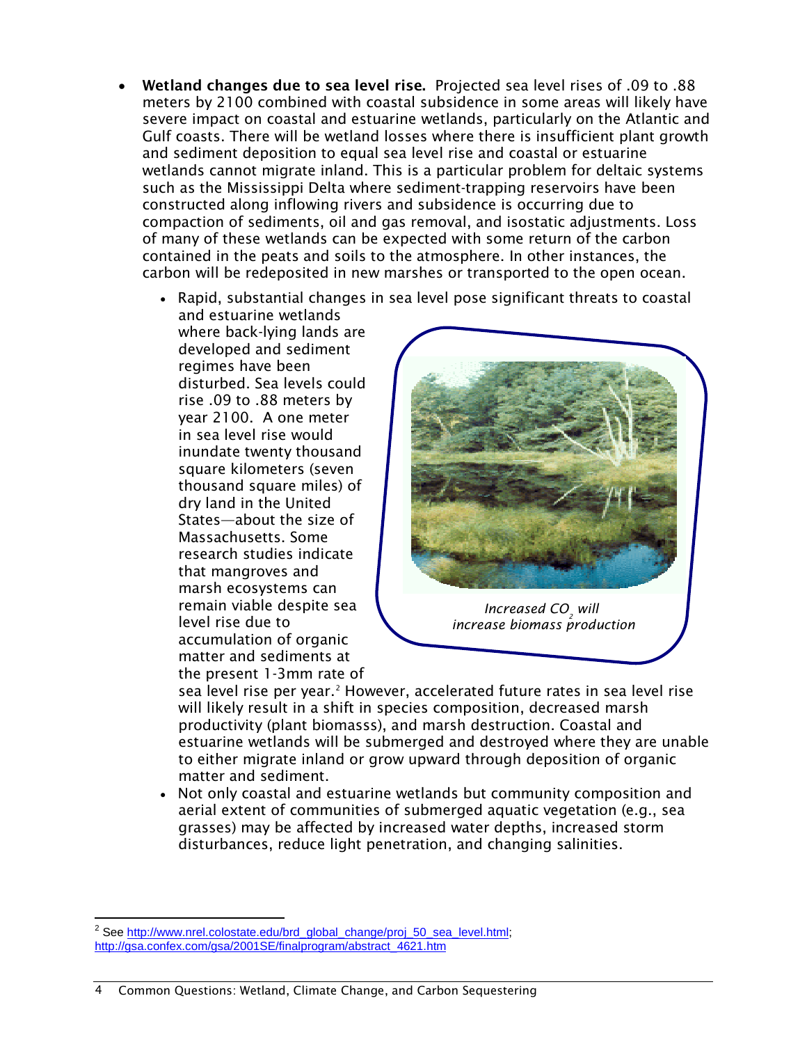- **Wetland changes due to sea level rise.** Projected sea level rises of .09 to .88 meters by 2100 combined with coastal subsidence in some areas will likely have severe impact on coastal and estuarine wetlands, particularly on the Atlantic and Gulf coasts. There will be wetland losses where there is insufficient plant growth and sediment deposition to equal sea level rise and coastal or estuarine wetlands cannot migrate inland. This is a particular problem for deltaic systems such as the Mississippi Delta where sediment-trapping reservoirs have been constructed along inflowing rivers and subsidence is occurring due to compaction of sediments, oil and gas removal, and isostatic adjustments. Loss of many of these wetlands can be expected with some return of the carbon contained in the peats and soils to the atmosphere. In other instances, the carbon will be redeposited in new marshes or transported to the open ocean.
  - Rapid, substantial changes in sea level pose significant threats to coastal and estuarine wetlands where back-lying lands are developed and sediment regimes have been disturbed. Sea levels could rise .09 to .88 meters by year 2100. A one meter in sea level rise would inundate twenty thousand square kilometers (seven thousand square miles) of dry land in the United States—about the size of Massachusetts. Some research studies indicate that mangroves and marsh ecosystems can remain viable despite sea level rise due to accumulation of organic matter and sediments at the present 1-3mm rate of sea level rise per year.[2] However, accelerated future rates in sea level rise will likely result in a shift in species composition, decreased marsh productivity (plant biomasss), and marsh destruction. Coastal and estuarine wetlands will be submerged and destroyed where they are unable to either migrate inland or grow upward through deposition of organic matter and sediment.
  - Not only coastal and estuarine wetlands but community composition and aerial extent of communities of submerged aquatic vegetation (e.g., sea grasses) may be affected by increased water depths, increased storm disturbances, reduce light penetration, and changing salinities.

*Increased $CO_2$ will increase biomass production*

[2] See http://www.nrel.colostate.edu/brd_global_change/proj_50_sea_level.html; http://gsa.confex.com/gsa/2001SE/finalprogram/abstract_4621.htm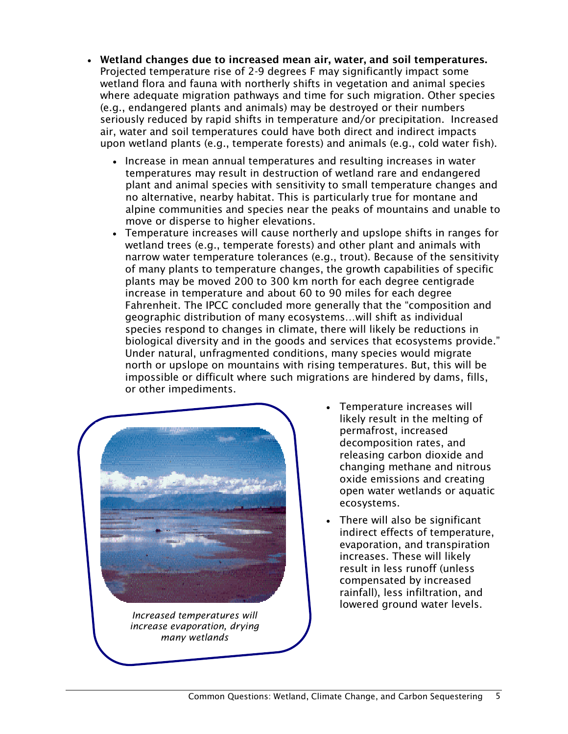- **Wetland changes due to increased mean air, water, and soil temperatures.** Projected temperature rise of 2-9 degrees F may significantly impact some wetland flora and fauna with northerly shifts in vegetation and animal species where adequate migration pathways and time for such migration. Other species (e.g., endangered plants and animals) may be destroyed or their numbers seriously reduced by rapid shifts in temperature and/or precipitation. Increased air, water and soil temperatures could have both direct and indirect impacts upon wetland plants (e.g., temperate forests) and animals (e.g., cold water fish).
  - Increase in mean annual temperatures and resulting increases in water temperatures may result in destruction of wetland rare and endangered plant and animal species with sensitivity to small temperature changes and no alternative, nearby habitat. This is particularly true for montane and alpine communities and species near the peaks of mountains and unable to move or disperse to higher elevations.
  - Temperature increases will cause northerly and upslope shifts in ranges for wetland trees (e.g., temperate forests) and other plant and animals with narrow water temperature tolerances (e.g., trout). Because of the sensitivity of many plants to temperature changes, the growth capabilities of specific plants may be moved 200 to 300 km north for each degree centigrade increase in temperature and about 60 to 90 miles for each degree Fahrenheit. The IPCC concluded more generally that the "composition and geographic distribution of many ecosystems…will shift as individual species respond to changes in climate, there will likely be reductions in biological diversity and in the goods and services that ecosystems provide." Under natural, unfragmented conditions, many species would migrate north or upslope on mountains with rising temperatures. But, this will be impossible or difficult where such migrations are hindered by dams, fills, or other impediments.
  - Temperature increases will likely result in the melting of permafrost, increased decomposition rates, and releasing carbon dioxide and changing methane and nitrous oxide emissions and creating open water wetlands or aquatic ecosystems.
  - There will also be significant indirect effects of temperature, evaporation, and transpiration increases. These will likely result in less runoff (unless compensated by increased rainfall), less infiltration, and lowered ground water levels.

*Increased temperatures will increase evaporation, drying many wetlands*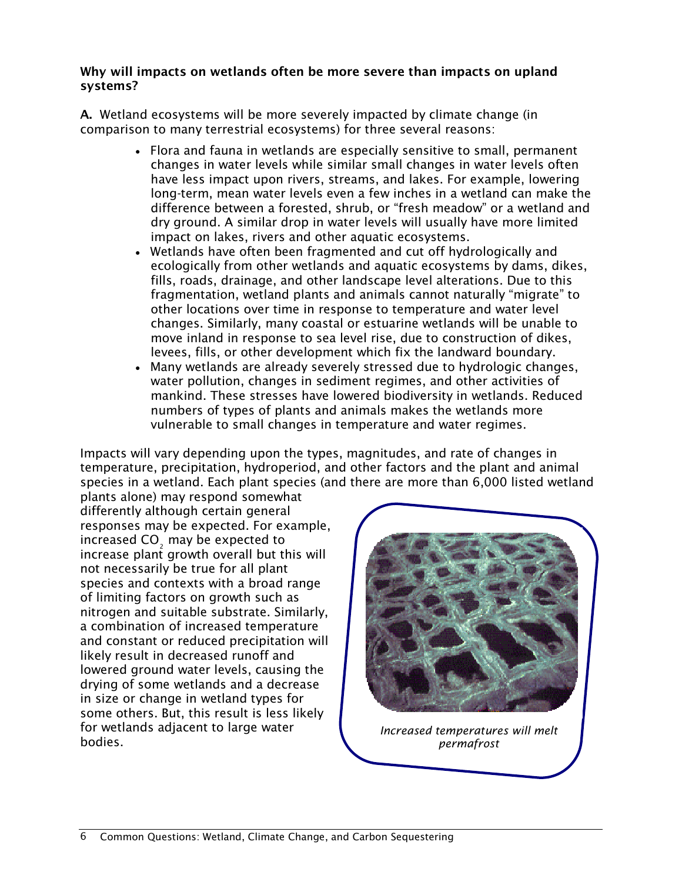**Why will impacts on wetlands often be more severe than impacts on upland systems?**

**A.** Wetland ecosystems will be more severely impacted by climate change (in comparison to many terrestrial ecosystems) for three several reasons:

- Flora and fauna in wetlands are especially sensitive to small, permanent changes in water levels while similar small changes in water levels often have less impact upon rivers, streams, and lakes. For example, lowering long-term, mean water levels even a few inches in a wetland can make the difference between a forested, shrub, or "fresh meadow" or a wetland and dry ground. A similar drop in water levels will usually have more limited impact on lakes, rivers and other aquatic ecosystems.
- Wetlands have often been fragmented and cut off hydrologically and ecologically from other wetlands and aquatic ecosystems by dams, dikes, fills, roads, drainage, and other landscape level alterations. Due to this fragmentation, wetland plants and animals cannot naturally "migrate" to other locations over time in response to temperature and water level changes. Similarly, many coastal or estuarine wetlands will be unable to move inland in response to sea level rise, due to construction of dikes, levees, fills, or other development which fix the landward boundary.
- Many wetlands are already severely stressed due to hydrologic changes, water pollution, changes in sediment regimes, and other activities of mankind. These stresses have lowered biodiversity in wetlands. Reduced numbers of types of plants and animals makes the wetlands more vulnerable to small changes in temperature and water regimes.

Impacts will vary depending upon the types, magnitudes, and rate of changes in temperature, precipitation, hydroperiod, and other factors and the plant and animal species in a wetland. Each plant species (and there are more than 6,000 listed wetland plants alone) may respond somewhat differently although certain general responses may be expected. For example, increased $CO_2$ may be expected to increase plant growth overall but this will not necessarily be true for all plant species and contexts with a broad range of limiting factors on growth such as nitrogen and suitable substrate. Similarly, a combination of increased temperature and constant or reduced precipitation will likely result in decreased runoff and lowered ground water levels, causing the drying of some wetlands and a decrease in size or change in wetland types for some others. But, this result is less likely for wetlands adjacent to large water bodies.

*Increased temperatures will melt permafrost*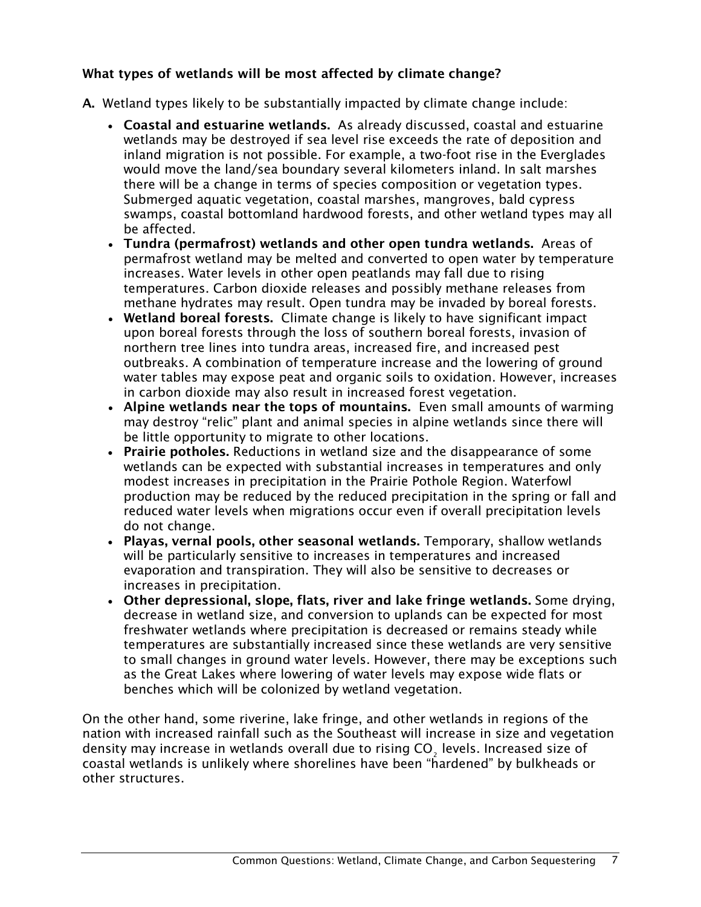**What types of wetlands will be most affected by climate change?**

**A.** Wetland types likely to be substantially impacted by climate change include:

- **Coastal and estuarine wetlands.** As already discussed, coastal and estuarine wetlands may be destroyed if sea level rise exceeds the rate of deposition and inland migration is not possible. For example, a two-foot rise in the Everglades would move the land/sea boundary several kilometers inland. In salt marshes there will be a change in terms of species composition or vegetation types. Submerged aquatic vegetation, coastal marshes, mangroves, bald cypress swamps, coastal bottomland hardwood forests, and other wetland types may all be affected.
- **Tundra (permafrost) wetlands and other open tundra wetlands.** Areas of permafrost wetland may be melted and converted to open water by temperature increases. Water levels in other open peatlands may fall due to rising temperatures. Carbon dioxide releases and possibly methane releases from methane hydrates may result. Open tundra may be invaded by boreal forests.
- **Wetland boreal forests.** Climate change is likely to have significant impact upon boreal forests through the loss of southern boreal forests, invasion of northern tree lines into tundra areas, increased fire, and increased pest outbreaks. A combination of temperature increase and the lowering of ground water tables may expose peat and organic soils to oxidation. However, increases in carbon dioxide may also result in increased forest vegetation.
- **Alpine wetlands near the tops of mountains.** Even small amounts of warming may destroy "relic" plant and animal species in alpine wetlands since there will be little opportunity to migrate to other locations.
- **Prairie potholes.** Reductions in wetland size and the disappearance of some wetlands can be expected with substantial increases in temperatures and only modest increases in precipitation in the Prairie Pothole Region. Waterfowl production may be reduced by the reduced precipitation in the spring or fall and reduced water levels when migrations occur even if overall precipitation levels do not change.
- **Playas, vernal pools, other seasonal wetlands.** Temporary, shallow wetlands will be particularly sensitive to increases in temperatures and increased evaporation and transpiration. They will also be sensitive to decreases or increases in precipitation.
- **Other depressional, slope, flats, river and lake fringe wetlands.** Some drying, decrease in wetland size, and conversion to uplands can be expected for most freshwater wetlands where precipitation is decreased or remains steady while temperatures are substantially increased since these wetlands are very sensitive to small changes in ground water levels. However, there may be exceptions such as the Great Lakes where lowering of water levels may expose wide flats or benches which will be colonized by wetland vegetation.

On the other hand, some riverine, lake fringe, and other wetlands in regions of the nation with increased rainfall such as the Southeast will increase in size and vegetation density may increase in wetlands overall due to rising $CO_2$ levels. Increased size of coastal wetlands is unlikely where shorelines have been "hardened" by bulkheads or other structures.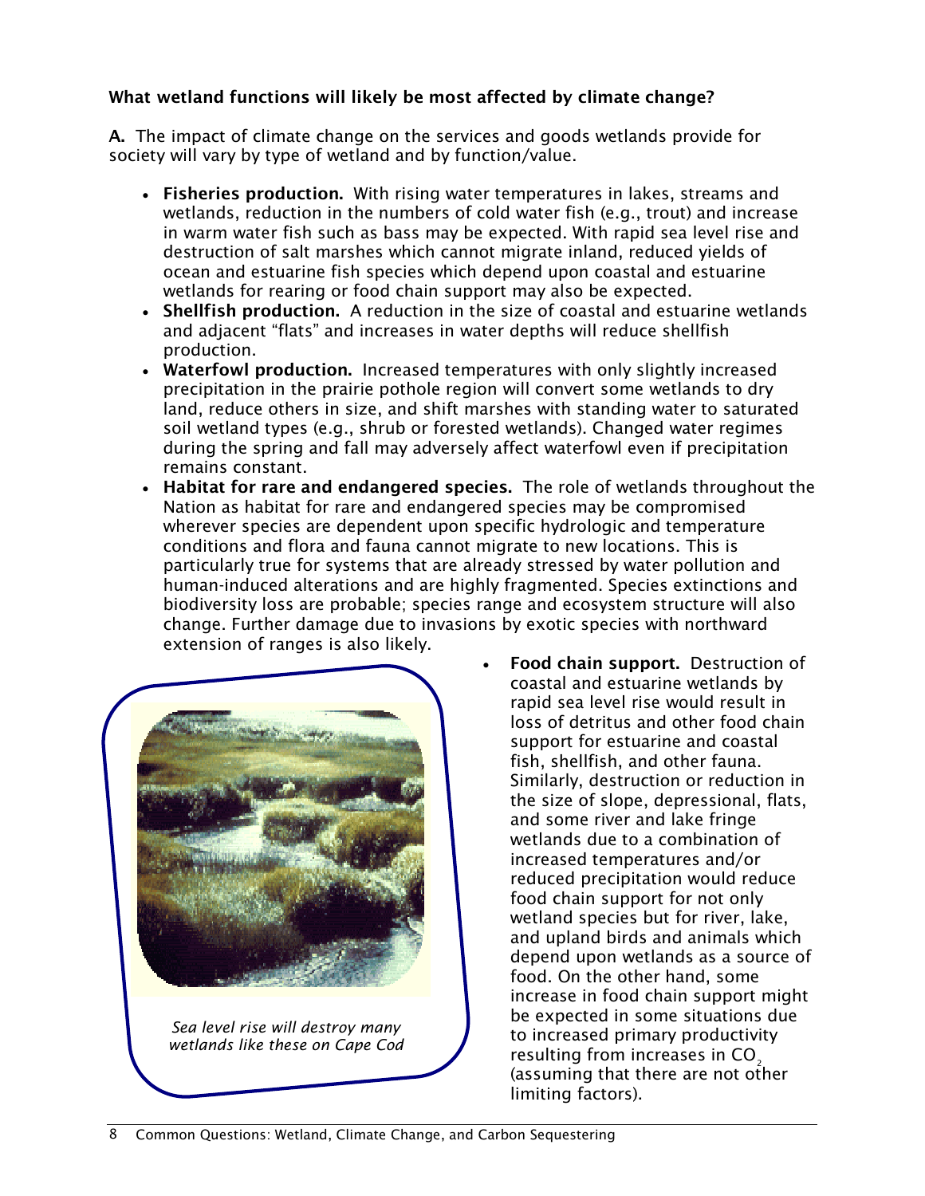**What wetland functions will likely be most affected by climate change?**

**A.** The impact of climate change on the services and goods wetlands provide for society will vary by type of wetland and by function/value.

- **Fisheries production.** With rising water temperatures in lakes, streams and wetlands, reduction in the numbers of cold water fish (e.g., trout) and increase in warm water fish such as bass may be expected. With rapid sea level rise and destruction of salt marshes which cannot migrate inland, reduced yields of ocean and estuarine fish species which depend upon coastal and estuarine wetlands for rearing or food chain support may also be expected.
- **Shellfish production.** A reduction in the size of coastal and estuarine wetlands and adjacent "flats" and increases in water depths will reduce shellfish production.
- **Waterfowl production.** Increased temperatures with only slightly increased precipitation in the prairie pothole region will convert some wetlands to dry land, reduce others in size, and shift marshes with standing water to saturated soil wetland types (e.g., shrub or forested wetlands). Changed water regimes during the spring and fall may adversely affect waterfowl even if precipitation remains constant.
- **Habitat for rare and endangered species.** The role of wetlands throughout the Nation as habitat for rare and endangered species may be compromised wherever species are dependent upon specific hydrologic and temperature conditions and flora and fauna cannot migrate to new locations. This is particularly true for systems that are already stressed by water pollution and human-induced alterations and are highly fragmented. Species extinctions and biodiversity loss are probable; species range and ecosystem structure will also change. Further damage due to invasions by exotic species with northward extension of ranges is also likely.
- **Food chain support.** Destruction of coastal and estuarine wetlands by rapid sea level rise would result in loss of detritus and other food chain support for estuarine and coastal fish, shellfish, and other fauna. Similarly, destruction or reduction in the size of slope, depressional, flats, and some river and lake fringe wetlands due to a combination of increased temperatures and/or reduced precipitation would reduce food chain support for not only wetland species but for river, lake, and upland birds and animals which depend upon wetlands as a source of food. On the other hand, some increase in food chain support might be expected in some situations due to increased primary productivity resulting from increases in $CO_2$ (assuming that there are not other limiting factors).

*Sea level rise will destroy many wetlands like these on Cape Cod*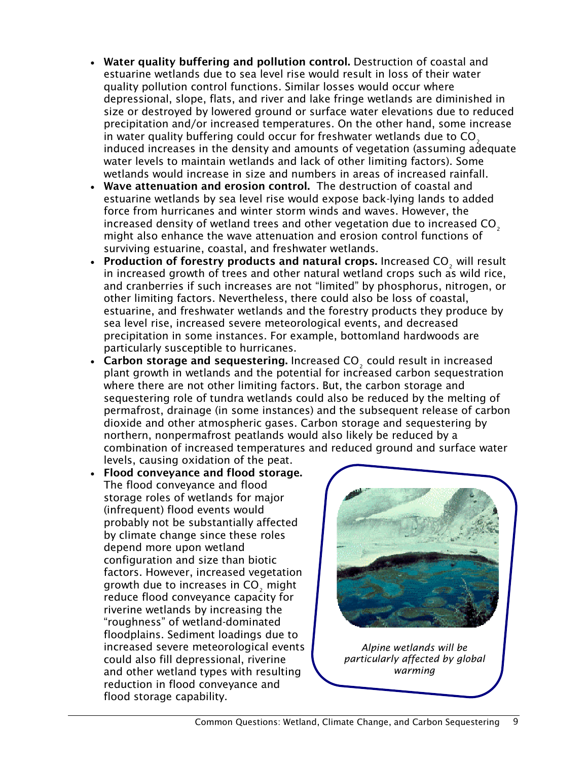- **Water quality buffering and pollution control.** Destruction of coastal and estuarine wetlands due to sea level rise would result in loss of their water quality pollution control functions. Similar losses would occur where depressional, slope, flats, and river and lake fringe wetlands are diminished in size or destroyed by lowered ground or surface water elevations due to reduced precipitation and/or increased temperatures. On the other hand, some increase in water quality buffering could occur for freshwater wetlands due to $CO_2$ induced increases in the density and amounts of vegetation (assuming adequate water levels to maintain wetlands and lack of other limiting factors). Some wetlands would increase in size and numbers in areas of increased rainfall.
- **Wave attenuation and erosion control.** The destruction of coastal and estuarine wetlands by sea level rise would expose back-lying lands to added force from hurricanes and winter storm winds and waves. However, the increased density of wetland trees and other vegetation due to increased $CO_2$ might also enhance the wave attenuation and erosion control functions of surviving estuarine, coastal, and freshwater wetlands.
- **Production of forestry products and natural crops.** Increased $CO_2$ will result in increased growth of trees and other natural wetland crops such as wild rice, and cranberries if such increases are not "limited" by phosphorus, nitrogen, or other limiting factors. Nevertheless, there could also be loss of coastal, estuarine, and freshwater wetlands and the forestry products they produce by sea level rise, increased severe meteorological events, and decreased precipitation in some instances. For example, bottomland hardwoods are particularly susceptible to hurricanes.
- **Carbon storage and sequestering.** Increased $CO_2$ could result in increased plant growth in wetlands and the potential for increased carbon sequestration where there are not other limiting factors. But, the carbon storage and sequestering role of tundra wetlands could also be reduced by the melting of permafrost, drainage (in some instances) and the subsequent release of carbon dioxide and other atmospheric gases. Carbon storage and sequestering by northern, nonpermafrost peatlands would also likely be reduced by a combination of increased temperatures and reduced ground and surface water levels, causing oxidation of the peat.
- **Flood conveyance and flood storage.** The flood conveyance and flood storage roles of wetlands for major (infrequent) flood events would probably not be substantially affected by climate change since these roles depend more upon wetland configuration and size than biotic factors. However, increased vegetation growth due to increases in $CO_2$ might reduce flood conveyance capacity for riverine wetlands by increasing the "roughness" of wetland-dominated floodplains. Sediment loadings due to increased severe meteorological events could also fill depressional, riverine and other wetland types with resulting reduction in flood conveyance and flood storage capability.

*Alpine wetlands will be particularly affected by global warming*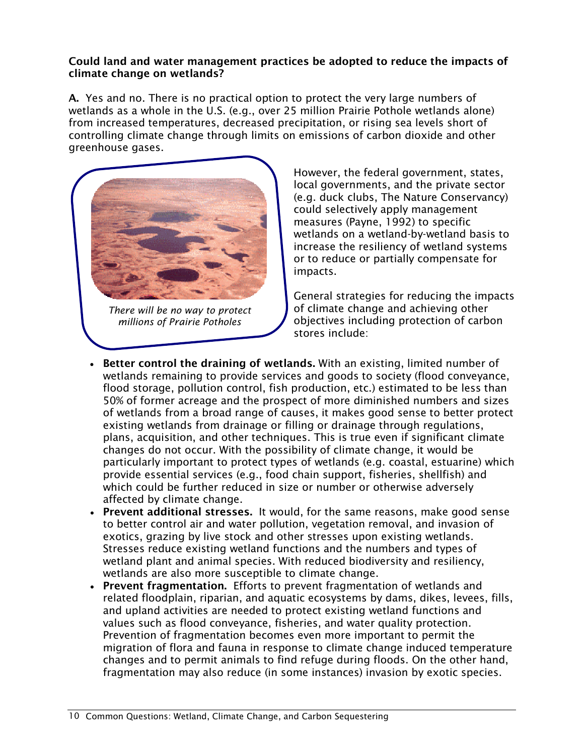**Could land and water management practices be adopted to reduce the impacts of climate change on wetlands?**

**A.** Yes and no. There is no practical option to protect the very large numbers of wetlands as a whole in the U.S. (e.g., over 25 million Prairie Pothole wetlands alone) from increased temperatures, decreased precipitation, or rising sea levels short of controlling climate change through limits on emissions of carbon dioxide and other greenhouse gases.

*There will be no way to protect millions of Prairie Potholes*

However, the federal government, states, local governments, and the private sector (e.g. duck clubs, The Nature Conservancy) could selectively apply management measures (Payne, 1992) to specific wetlands on a wetland-by-wetland basis to increase the resiliency of wetland systems or to reduce or partially compensate for impacts.

General strategies for reducing the impacts of climate change and achieving other objectives including protection of carbon stores include:

- **Better control the draining of wetlands.** With an existing, limited number of wetlands remaining to provide services and goods to society (flood conveyance, flood storage, pollution control, fish production, etc.) estimated to be less than 50% of former acreage and the prospect of more diminished numbers and sizes of wetlands from a broad range of causes, it makes good sense to better protect existing wetlands from drainage or filling or drainage through regulations, plans, acquisition, and other techniques. This is true even if significant climate changes do not occur. With the possibility of climate change, it would be particularly important to protect types of wetlands (e.g. coastal, estuarine) which provide essential services (e.g., food chain support, fisheries, shellfish) and which could be further reduced in size or number or otherwise adversely affected by climate change.
- **Prevent additional stresses.** It would, for the same reasons, make good sense to better control air and water pollution, vegetation removal, and invasion of exotics, grazing by live stock and other stresses upon existing wetlands. Stresses reduce existing wetland functions and the numbers and types of wetland plant and animal species. With reduced biodiversity and resiliency, wetlands are also more susceptible to climate change.
- **Prevent fragmentation.** Efforts to prevent fragmentation of wetlands and related floodplain, riparian, and aquatic ecosystems by dams, dikes, levees, fills, and upland activities are needed to protect existing wetland functions and values such as flood conveyance, fisheries, and water quality protection. Prevention of fragmentation becomes even more important to permit the migration of flora and fauna in response to climate change induced temperature changes and to permit animals to find refuge during floods. On the other hand, fragmentation may also reduce (in some instances) invasion by exotic species.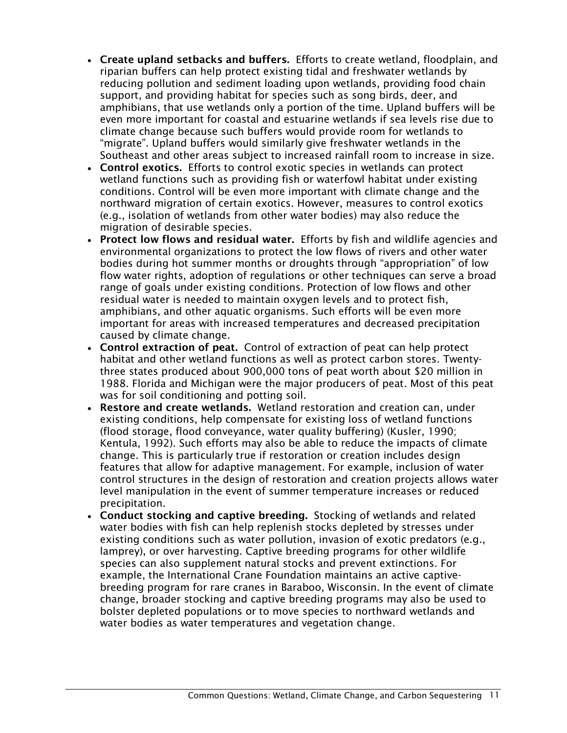- **Create upland setbacks and buffers.** Efforts to create wetland, floodplain, and riparian buffers can help protect existing tidal and freshwater wetlands by reducing pollution and sediment loading upon wetlands, providing food chain support, and providing habitat for species such as song birds, deer, and amphibians, that use wetlands only a portion of the time. Upland buffers will be even more important for coastal and estuarine wetlands if sea levels rise due to climate change because such buffers would provide room for wetlands to "migrate". Upland buffers would similarly give freshwater wetlands in the Southeast and other areas subject to increased rainfall room to increase in size.
- **Control exotics.** Efforts to control exotic species in wetlands can protect wetland functions such as providing fish or waterfowl habitat under existing conditions. Control will be even more important with climate change and the northward migration of certain exotics. However, measures to control exotics (e.g., isolation of wetlands from other water bodies) may also reduce the migration of desirable species.
- **Protect low flows and residual water.** Efforts by fish and wildlife agencies and environmental organizations to protect the low flows of rivers and other water bodies during hot summer months or droughts through "appropriation" of low flow water rights, adoption of regulations or other techniques can serve a broad range of goals under existing conditions. Protection of low flows and other residual water is needed to maintain oxygen levels and to protect fish, amphibians, and other aquatic organisms. Such efforts will be even more important for areas with increased temperatures and decreased precipitation caused by climate change.
- **Control extraction of peat.** Control of extraction of peat can help protect habitat and other wetland functions as well as protect carbon stores. Twenty-three states produced about 900,000 tons of peat worth about $20 million in 1988. Florida and Michigan were the major producers of peat. Most of this peat was for soil conditioning and potting soil.
- **Restore and create wetlands.** Wetland restoration and creation can, under existing conditions, help compensate for existing loss of wetland functions (flood storage, flood conveyance, water quality buffering) (Kusler, 1990; Kentula, 1992). Such efforts may also be able to reduce the impacts of climate change. This is particularly true if restoration or creation includes design features that allow for adaptive management. For example, inclusion of water control structures in the design of restoration and creation projects allows water level manipulation in the event of summer temperature increases or reduced precipitation.
- **Conduct stocking and captive breeding.** Stocking of wetlands and related water bodies with fish can help replenish stocks depleted by stresses under existing conditions such as water pollution, invasion of exotic predators (e.g., lamprey), or over harvesting. Captive breeding programs for other wildlife species can also supplement natural stocks and prevent extinctions. For example, the International Crane Foundation maintains an active captive-breeding program for rare cranes in Baraboo, Wisconsin. In the event of climate change, broader stocking and captive breeding programs may also be used to bolster depleted populations or to move species to northward wetlands and water bodies as water temperatures and vegetation change.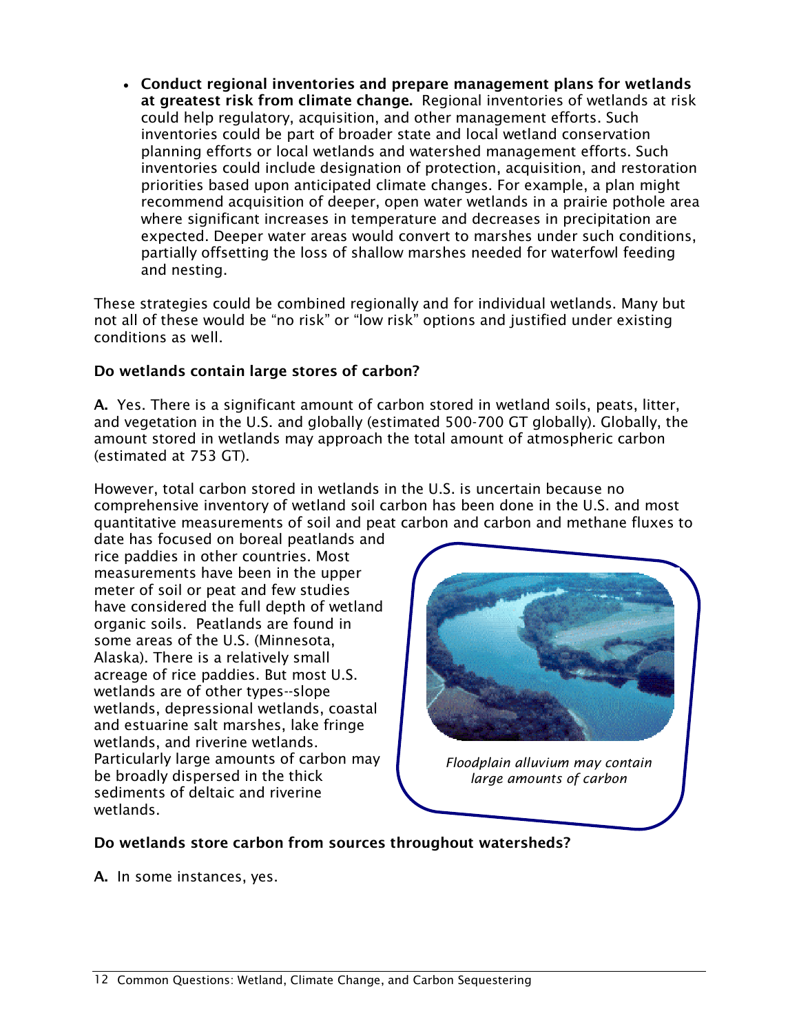- **Conduct regional inventories and prepare management plans for wetlands at greatest risk from climate change.** Regional inventories of wetlands at risk could help regulatory, acquisition, and other management efforts. Such inventories could be part of broader state and local wetland conservation planning efforts or local wetlands and watershed management efforts. Such inventories could include designation of protection, acquisition, and restoration priorities based upon anticipated climate changes. For example, a plan might recommend acquisition of deeper, open water wetlands in a prairie pothole area where significant increases in temperature and decreases in precipitation are expected. Deeper water areas would convert to marshes under such conditions, partially offsetting the loss of shallow marshes needed for waterfowl feeding and nesting.

These strategies could be combined regionally and for individual wetlands. Many but not all of these would be "no risk" or "low risk" options and justified under existing conditions as well.

**Do wetlands contain large stores of carbon?**

**A.** Yes. There is a significant amount of carbon stored in wetland soils, peats, litter, and vegetation in the U.S. and globally (estimated 500-700 GT globally). Globally, the amount stored in wetlands may approach the total amount of atmospheric carbon (estimated at 753 GT).

However, total carbon stored in wetlands in the U.S. is uncertain because no comprehensive inventory of wetland soil carbon has been done in the U.S. and most quantitative measurements of soil and peat carbon and carbon and methane fluxes to date has focused on boreal peatlands and rice paddies in other countries. Most measurements have been in the upper meter of soil or peat and few studies have considered the full depth of wetland organic soils. Peatlands are found in some areas of the U.S. (Minnesota, Alaska). There is a relatively small acreage of rice paddies. But most U.S. wetlands are of other types--slope wetlands, depressional wetlands, coastal and estuarine salt marshes, lake fringe wetlands, and riverine wetlands. Particularly large amounts of carbon may be broadly dispersed in the thick sediments of deltaic and riverine wetlands.

*Floodplain alluvium may contain large amounts of carbon*

**Do wetlands store carbon from sources throughout watersheds?**

**A.** In some instances, yes.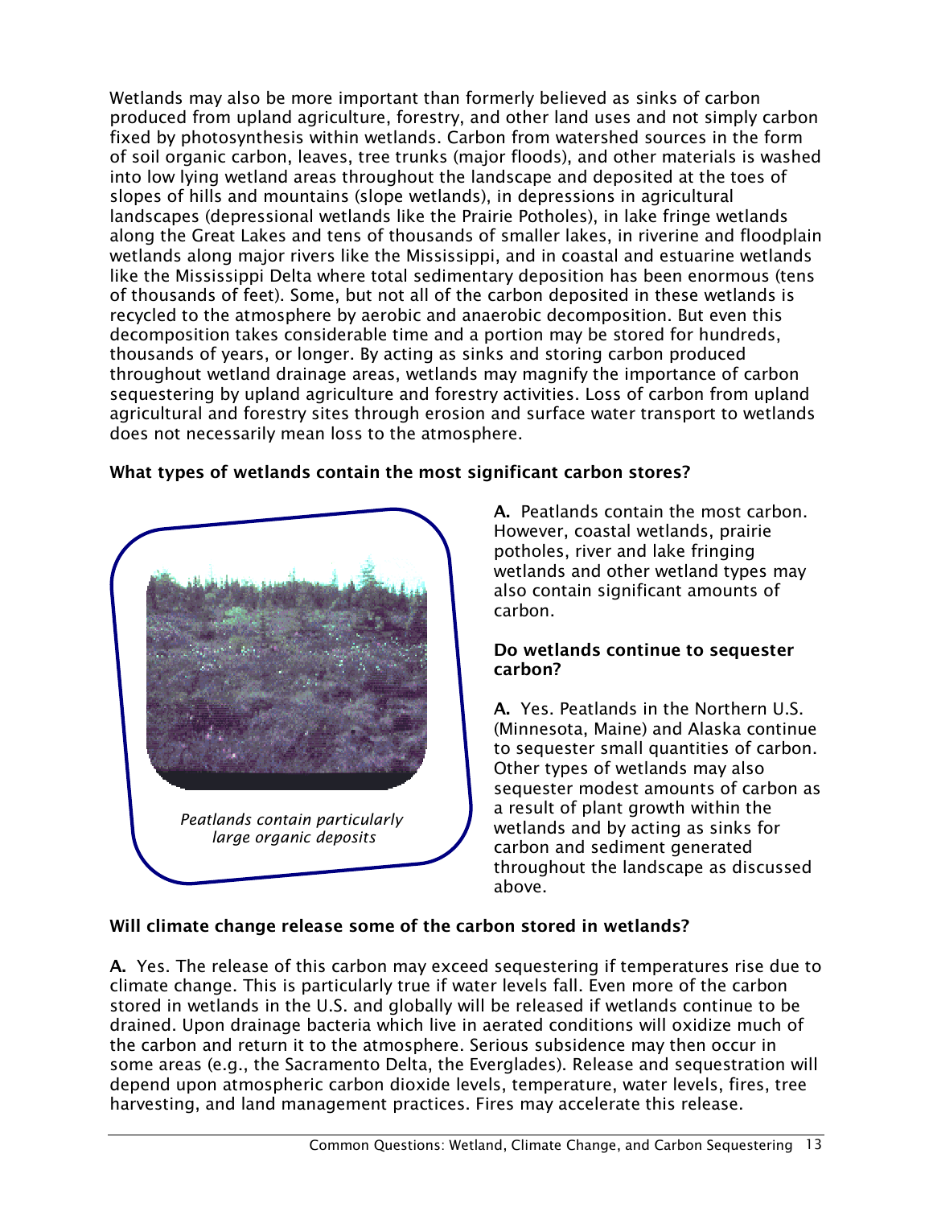Wetlands may also be more important than formerly believed as sinks of carbon produced from upland agriculture, forestry, and other land uses and not simply carbon fixed by photosynthesis within wetlands. Carbon from watershed sources in the form of soil organic carbon, leaves, tree trunks (major floods), and other materials is washed into low lying wetland areas throughout the landscape and deposited at the toes of slopes of hills and mountains (slope wetlands), in depressions in agricultural landscapes (depressional wetlands like the Prairie Potholes), in lake fringe wetlands along the Great Lakes and tens of thousands of smaller lakes, in riverine and floodplain wetlands along major rivers like the Mississippi, and in coastal and estuarine wetlands like the Mississippi Delta where total sedimentary deposition has been enormous (tens of thousands of feet). Some, but not all of the carbon deposited in these wetlands is recycled to the atmosphere by aerobic and anaerobic decomposition. But even this decomposition takes considerable time and a portion may be stored for hundreds, thousands of years, or longer. By acting as sinks and storing carbon produced throughout wetland drainage areas, wetlands may magnify the importance of carbon sequestering by upland agriculture and forestry activities. Loss of carbon from upland agricultural and forestry sites through erosion and surface water transport to wetlands does not necessarily mean loss to the atmosphere.

**What types of wetlands contain the most significant carbon stores?**

*Peatlands contain particularly large organic deposits*

**A.** Peatlands contain the most carbon. However, coastal wetlands, prairie potholes, river and lake fringing wetlands and other wetland types may also contain significant amounts of carbon.

**Do wetlands continue to sequester carbon?**

**A.** Yes. Peatlands in the Northern U.S. (Minnesota, Maine) and Alaska continue to sequester small quantities of carbon. Other types of wetlands may also sequester modest amounts of carbon as a result of plant growth within the wetlands and by acting as sinks for carbon and sediment generated throughout the landscape as discussed above.

**Will climate change release some of the carbon stored in wetlands?**

**A.** Yes. The release of this carbon may exceed sequestering if temperatures rise due to climate change. This is particularly true if water levels fall. Even more of the carbon stored in wetlands in the U.S. and globally will be released if wetlands continue to be drained. Upon drainage bacteria which live in aerated conditions will oxidize much of the carbon and return it to the atmosphere. Serious subsidence may then occur in some areas (e.g., the Sacramento Delta, the Everglades). Release and sequestration will depend upon atmospheric carbon dioxide levels, temperature, water levels, fires, tree harvesting, and land management practices. Fires may accelerate this release.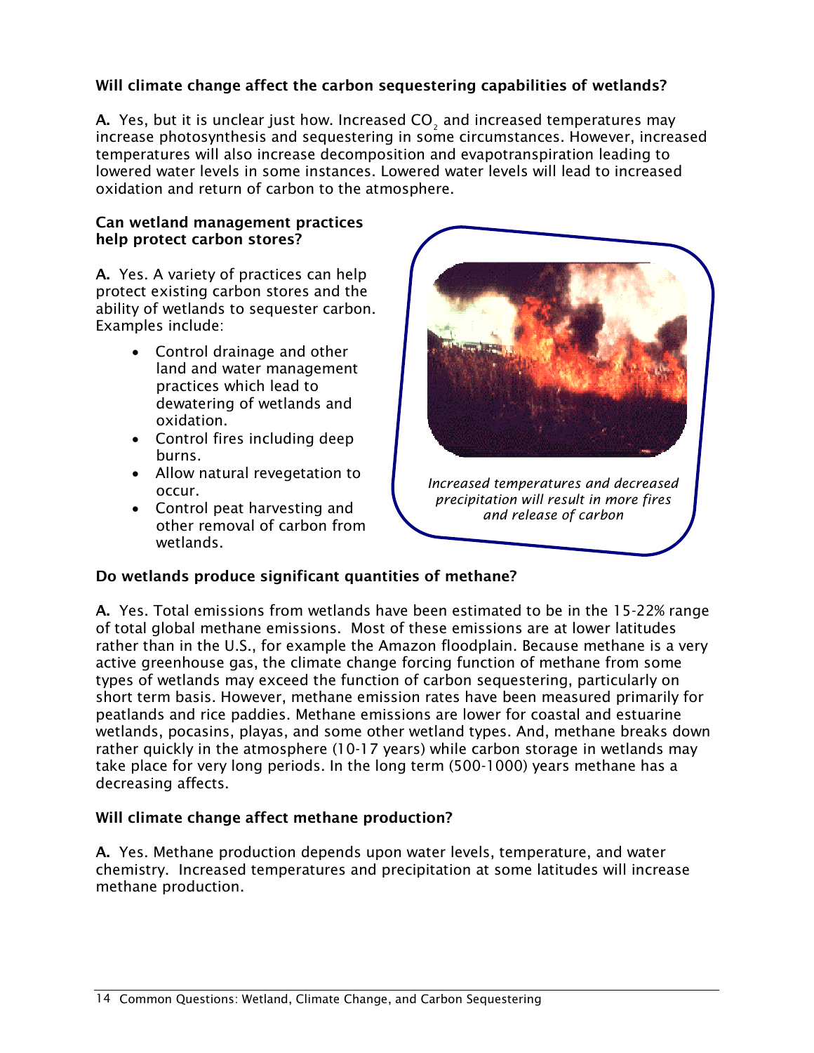**Will climate change affect the carbon sequestering capabilities of wetlands?**

**A.** Yes, but it is unclear just how. Increased $CO_2$ and increased temperatures may increase photosynthesis and sequestering in some circumstances. However, increased temperatures will also increase decomposition and evapotranspiration leading to lowered water levels in some instances. Lowered water levels will lead to increased oxidation and return of carbon to the atmosphere.

**Can wetland management practices help protect carbon stores?**

**A.** Yes. A variety of practices can help protect existing carbon stores and the ability of wetlands to sequester carbon. Examples include:

- Control drainage and other land and water management practices which lead to dewatering of wetlands and oxidation.
- Control fires including deep burns.
- Allow natural revegetation to occur.
- Control peat harvesting and other removal of carbon from wetlands.

*Increased temperatures and decreased precipitation will result in more fires and release of carbon*

**Do wetlands produce significant quantities of methane?**

**A.** Yes. Total emissions from wetlands have been estimated to be in the 15-22% range of total global methane emissions. Most of these emissions are at lower latitudes rather than in the U.S., for example the Amazon floodplain. Because methane is a very active greenhouse gas, the climate change forcing function of methane from some types of wetlands may exceed the function of carbon sequestering, particularly on short term basis. However, methane emission rates have been measured primarily for peatlands and rice paddies. Methane emissions are lower for coastal and estuarine wetlands, pocasins, playas, and some other wetland types. And, methane breaks down rather quickly in the atmosphere (10-17 years) while carbon storage in wetlands may take place for very long periods. In the long term (500-1000) years methane has a decreasing affects.

**Will climate change affect methane production?**

**A.** Yes. Methane production depends upon water levels, temperature, and water chemistry. Increased temperatures and precipitation at some latitudes will increase methane production.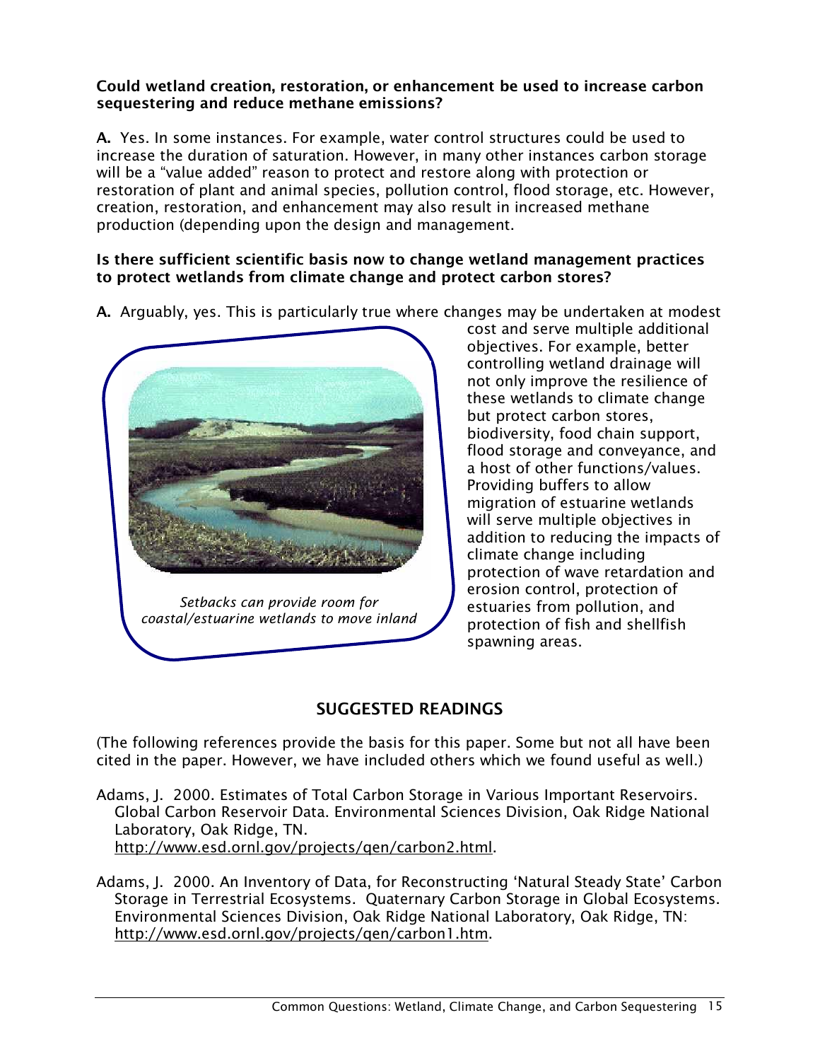**Could wetland creation, restoration, or enhancement be used to increase carbon sequestering and reduce methane emissions?**

**A.** Yes. In some instances. For example, water control structures could be used to increase the duration of saturation. However, in many other instances carbon storage will be a "value added" reason to protect and restore along with protection or restoration of plant and animal species, pollution control, flood storage, etc. However, creation, restoration, and enhancement may also result in increased methane production (depending upon the design and management.

**Is there sufficient scientific basis now to change wetland management practices to protect wetlands from climate change and protect carbon stores?**

**A.** Arguably, yes. This is particularly true where changes may be undertaken at modest cost and serve multiple additional objectives. For example, better controlling wetland drainage will not only improve the resilience of these wetlands to climate change but protect carbon stores, biodiversity, food chain support, flood storage and conveyance, and a host of other functions/values. Providing buffers to allow migration of estuarine wetlands will serve multiple objectives in addition to reducing the impacts of climate change including protection of wave retardation and erosion control, protection of estuaries from pollution, and protection of fish and shellfish spawning areas.

*Setbacks can provide room for coastal/estuarine wetlands to move inland*

## SUGGESTED READINGS

(The following references provide the basis for this paper. Some but not all have been cited in the paper. However, we have included others which we found useful as well.)

Adams, J. 2000. Estimates of Total Carbon Storage in Various Important Reservoirs. Global Carbon Reservoir Data. Environmental Sciences Division, Oak Ridge National Laboratory, Oak Ridge, TN. http://www.esd.ornl.gov/projects/qen/carbon2.html.

Adams, J. 2000. An Inventory of Data, for Reconstructing 'Natural Steady State' Carbon Storage in Terrestrial Ecosystems. Quaternary Carbon Storage in Global Ecosystems. Environmental Sciences Division, Oak Ridge National Laboratory, Oak Ridge, TN: http://www.esd.ornl.gov/projects/qen/carbon1.htm.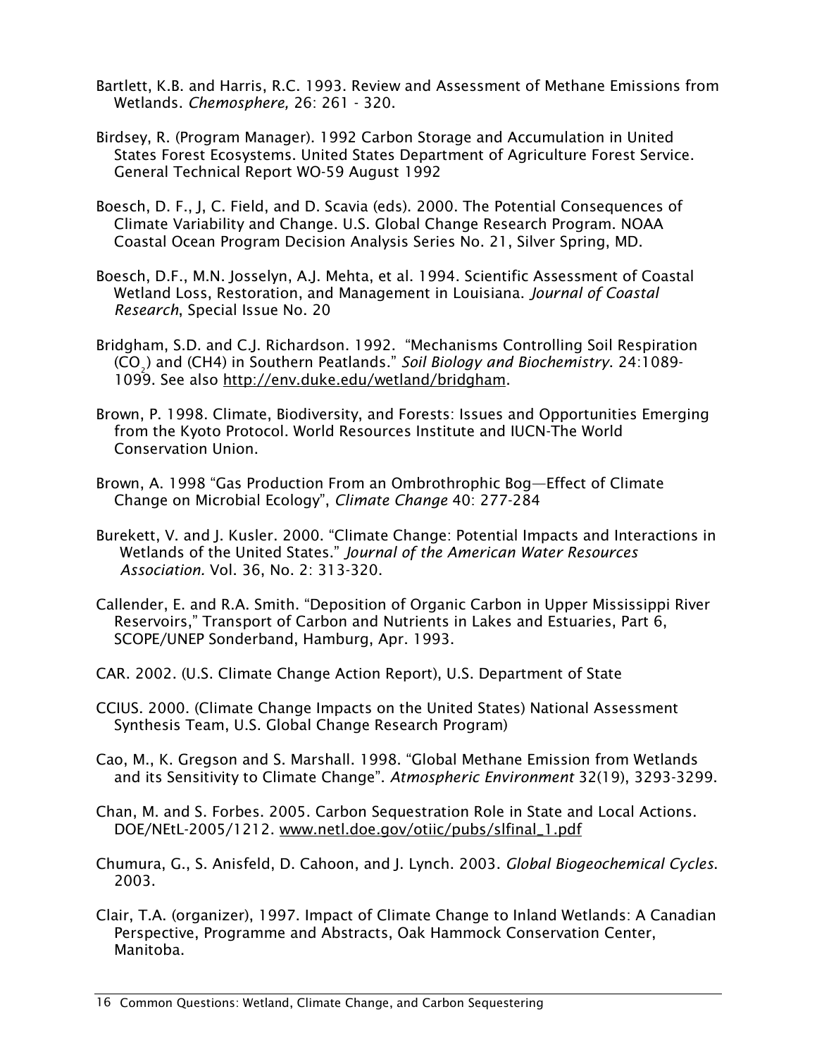Bartlett, K.B. and Harris, R.C. 1993. Review and Assessment of Methane Emissions from Wetlands. *Chemosphere,* 26: 261 - 320.

Birdsey, R. (Program Manager). 1992 Carbon Storage and Accumulation in United States Forest Ecosystems. United States Department of Agriculture Forest Service. General Technical Report WO-59 August 1992

Boesch, D. F., J, C. Field, and D. Scavia (eds). 2000. The Potential Consequences of Climate Variability and Change. U.S. Global Change Research Program. NOAA Coastal Ocean Program Decision Analysis Series No. 21, Silver Spring, MD.

Boesch, D.F., M.N. Josselyn, A.J. Mehta, et al. 1994. Scientific Assessment of Coastal Wetland Loss, Restoration, and Management in Louisiana. *Journal of Coastal Research*, Special Issue No. 20

Bridgham, S.D. and C.J. Richardson. 1992. "Mechanisms Controlling Soil Respiration ($CO_2$) and (CH4) in Southern Peatlands." *Soil Biology and Biochemistry*. 24:1089-1099. See also http://env.duke.edu/wetland/bridgham.

Brown, P. 1998. Climate, Biodiversity, and Forests: Issues and Opportunities Emerging from the Kyoto Protocol. World Resources Institute and IUCN-The World Conservation Union.

Brown, A. 1998 "Gas Production From an Ombrothrophic Bog—Effect of Climate Change on Microbial Ecology", *Climate Change* 40: 277-284

Burekett, V. and J. Kusler. 2000. "Climate Change: Potential Impacts and Interactions in Wetlands of the United States." *Journal of the American Water Resources Association.* Vol. 36, No. 2: 313-320.

Callender, E. and R.A. Smith. "Deposition of Organic Carbon in Upper Mississippi River Reservoirs," Transport of Carbon and Nutrients in Lakes and Estuaries, Part 6, SCOPE/UNEP Sonderband, Hamburg, Apr. 1993.

CAR. 2002. (U.S. Climate Change Action Report), U.S. Department of State

CCIUS. 2000. (Climate Change Impacts on the United States) National Assessment Synthesis Team, U.S. Global Change Research Program)

Cao, M., K. Gregson and S. Marshall. 1998. "Global Methane Emission from Wetlands and its Sensitivity to Climate Change". *Atmospheric Environment* 32(19), 3293-3299.

Chan, M. and S. Forbes. 2005. Carbon Sequestration Role in State and Local Actions. DOE/NEtL-2005/1212. www.netl.doe.gov/otiic/pubs/slfinal_1.pdf

Chumura, G., S. Anisfeld, D. Cahoon, and J. Lynch. 2003. *Global Biogeochemical Cycles*. 2003.

Clair, T.A. (organizer), 1997. Impact of Climate Change to Inland Wetlands: A Canadian Perspective, Programme and Abstracts, Oak Hammock Conservation Center, Manitoba.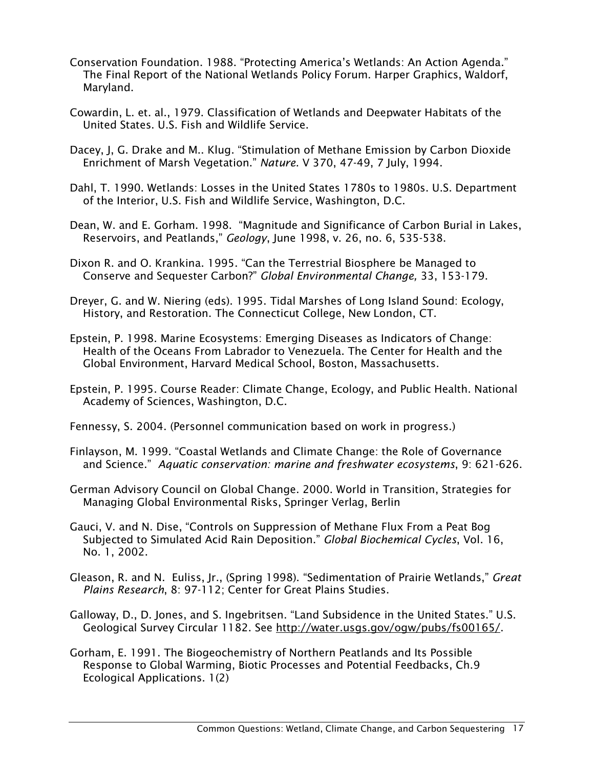Conservation Foundation. 1988. “Protecting America’s Wetlands: An Action Agenda.” The Final Report of the National Wetlands Policy Forum. Harper Graphics, Waldorf, Maryland.

Cowardin, L. et. al., 1979. Classification of Wetlands and Deepwater Habitats of the United States. U.S. Fish and Wildlife Service.

Dacey, J, G. Drake and M.. Klug. “Stimulation of Methane Emission by Carbon Dioxide Enrichment of Marsh Vegetation.” *Nature*. V 370, 47-49, 7 July, 1994.

Dahl, T. 1990. Wetlands: Losses in the United States 1780s to 1980s. U.S. Department of the Interior, U.S. Fish and Wildlife Service, Washington, D.C.

Dean, W. and E. Gorham. 1998. “Magnitude and Significance of Carbon Burial in Lakes, Reservoirs, and Peatlands,” *Geology*, June 1998, v. 26, no. 6, 535-538.

Dixon R. and O. Krankina. 1995. “Can the Terrestrial Biosphere be Managed to Conserve and Sequester Carbon?” *Global Environmental Change,* 33, 153-179.

Dreyer, G. and W. Niering (eds). 1995. Tidal Marshes of Long Island Sound: Ecology, History, and Restoration. The Connecticut College, New London, CT.

Epstein, P. 1998. Marine Ecosystems: Emerging Diseases as Indicators of Change: Health of the Oceans From Labrador to Venezuela. The Center for Health and the Global Environment, Harvard Medical School, Boston, Massachusetts.

Epstein, P. 1995. Course Reader: Climate Change, Ecology, and Public Health. National Academy of Sciences, Washington, D.C.

Fennessy, S. 2004. (Personnel communication based on work in progress.)

Finlayson, M. 1999. “Coastal Wetlands and Climate Change: the Role of Governance and Science.” *Aquatic conservation: marine and freshwater ecosystems*, 9: 621-626.

German Advisory Council on Global Change. 2000. World in Transition, Strategies for Managing Global Environmental Risks, Springer Verlag, Berlin

Gauci, V. and N. Dise, “Controls on Suppression of Methane Flux From a Peat Bog Subjected to Simulated Acid Rain Deposition.” *Global Biochemical Cycles*, Vol. 16, No. 1, 2002.

Gleason, R. and N. Euliss, Jr., (Spring 1998). “Sedimentation of Prairie Wetlands,” *Great Plains Research*, 8: 97-112; Center for Great Plains Studies.

Galloway, D., D. Jones, and S. Ingebritsen. “Land Subsidence in the United States.” U.S. Geological Survey Circular 1182. See http://water.usgs.gov/ogw/pubs/fs00165/.

Gorham, E. 1991. The Biogeochemistry of Northern Peatlands and Its Possible Response to Global Warming, Biotic Processes and Potential Feedbacks, Ch.9 Ecological Applications. 1(2)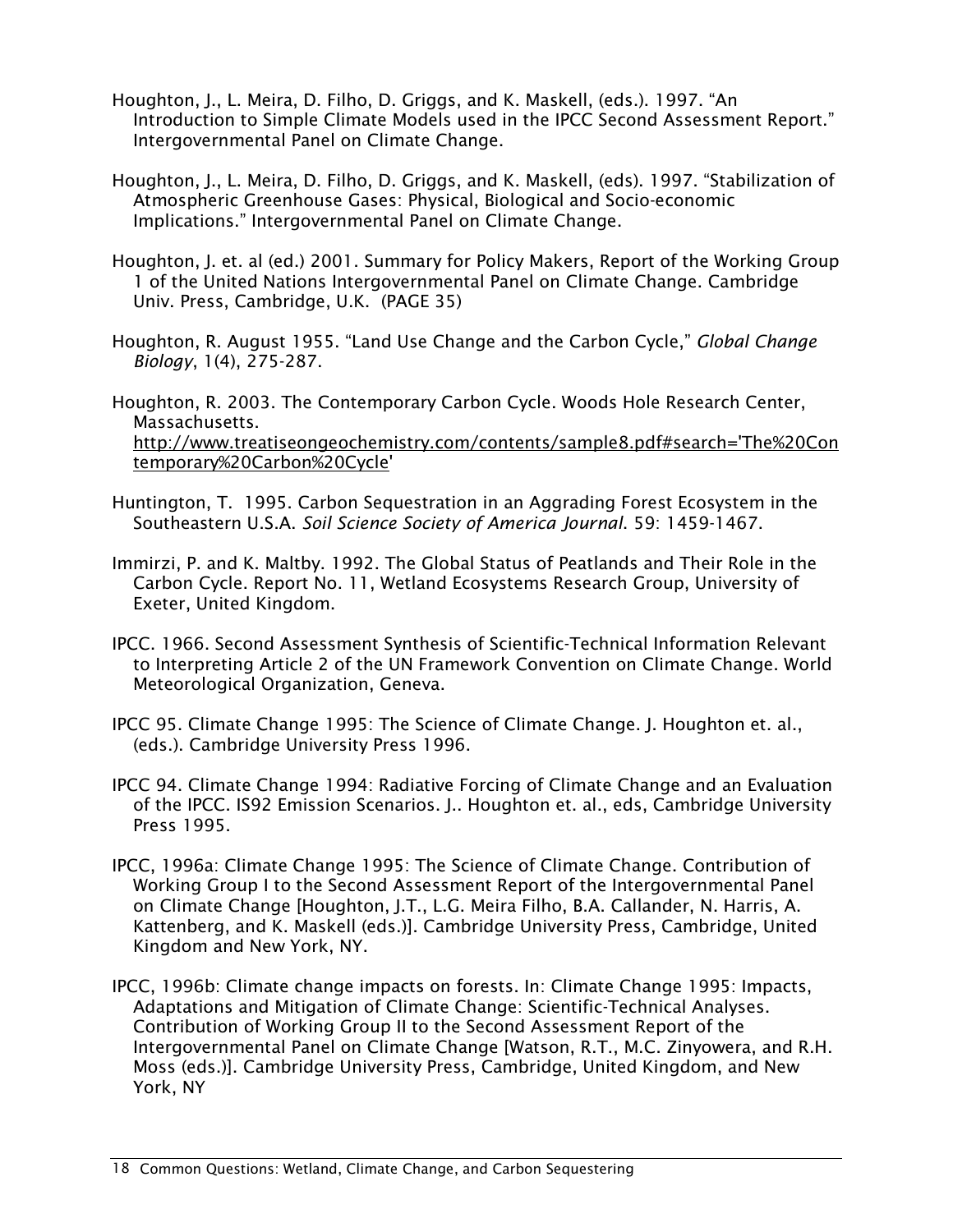Houghton, J., L. Meira, D. Filho, D. Griggs, and K. Maskell, (eds.). 1997. "An Introduction to Simple Climate Models used in the IPCC Second Assessment Report." Intergovernmental Panel on Climate Change.

Houghton, J., L. Meira, D. Filho, D. Griggs, and K. Maskell, (eds). 1997. "Stabilization of Atmospheric Greenhouse Gases: Physical, Biological and Socio-economic Implications." Intergovernmental Panel on Climate Change.

Houghton, J. et. al (ed.) 2001. Summary for Policy Makers, Report of the Working Group 1 of the United Nations Intergovernmental Panel on Climate Change. Cambridge Univ. Press, Cambridge, U.K. (PAGE 35)

Houghton, R. August 1955. "Land Use Change and the Carbon Cycle," *Global Change Biology*, 1(4), 275-287.

Houghton, R. 2003. The Contemporary Carbon Cycle. Woods Hole Research Center, Massachusetts. http://www.treatiseongeochemistry.com/contents/sample8.pdf#search='The%20Contemporary%20Carbon%20Cycle'

Huntington, T. 1995. Carbon Sequestration in an Aggrading Forest Ecosystem in the Southeastern U.S.A. *Soil Science Society of America Journal*. 59: 1459-1467.

Immirzi, P. and K. Maltby. 1992. The Global Status of Peatlands and Their Role in the Carbon Cycle. Report No. 11, Wetland Ecosystems Research Group, University of Exeter, United Kingdom.

IPCC. 1966. Second Assessment Synthesis of Scientific-Technical Information Relevant to Interpreting Article 2 of the UN Framework Convention on Climate Change. World Meteorological Organization, Geneva.

IPCC 95. Climate Change 1995: The Science of Climate Change. J. Houghton et. al., (eds.). Cambridge University Press 1996.

IPCC 94. Climate Change 1994: Radiative Forcing of Climate Change and an Evaluation of the IPCC. IS92 Emission Scenarios. J.. Houghton et. al., eds, Cambridge University Press 1995.

IPCC, 1996a: Climate Change 1995: The Science of Climate Change. Contribution of Working Group I to the Second Assessment Report of the Intergovernmental Panel on Climate Change [Houghton, J.T., L.G. Meira Filho, B.A. Callander, N. Harris, A. Kattenberg, and K. Maskell (eds.)]. Cambridge University Press, Cambridge, United Kingdom and New York, NY.

IPCC, 1996b: Climate change impacts on forests. In: Climate Change 1995: Impacts, Adaptations and Mitigation of Climate Change: Scientific-Technical Analyses. Contribution of Working Group II to the Second Assessment Report of the Intergovernmental Panel on Climate Change [Watson, R.T., M.C. Zinyowera, and R.H. Moss (eds.)]. Cambridge University Press, Cambridge, United Kingdom, and New York, NY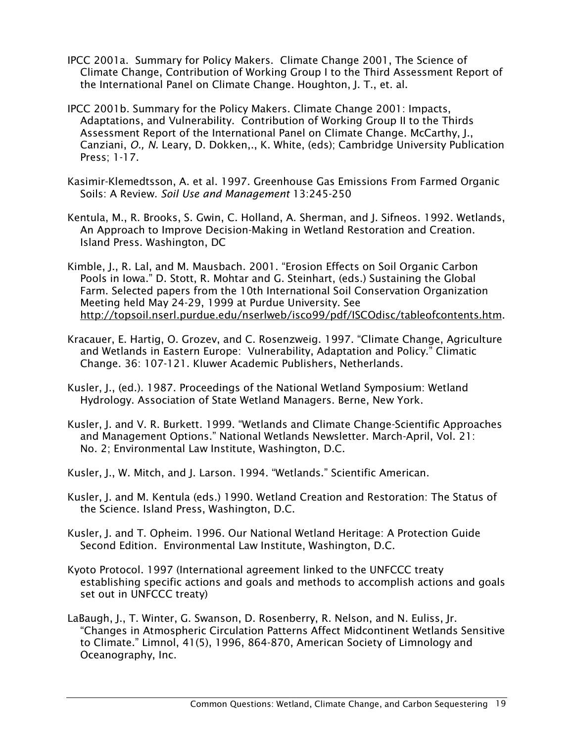IPCC 2001a. Summary for Policy Makers. Climate Change 2001, The Science of Climate Change, Contribution of Working Group I to the Third Assessment Report of the International Panel on Climate Change. Houghton, J. T., et. al.

IPCC 2001b. Summary for the Policy Makers. Climate Change 2001: Impacts, Adaptations, and Vulnerability. Contribution of Working Group II to the Thirds Assessment Report of the International Panel on Climate Change. McCarthy, J., Canziani, *O., N.* Leary, D. Dokken,., K. White, (eds); Cambridge University Publication Press; 1-17.

Kasimir-Klemedtsson, A. et al. 1997. Greenhouse Gas Emissions From Farmed Organic Soils: A Review. *Soil Use and Management* 13:245-250

Kentula, M., R. Brooks, S. Gwin, C. Holland, A. Sherman, and J. Sifneos. 1992. Wetlands, An Approach to Improve Decision-Making in Wetland Restoration and Creation. Island Press. Washington, DC

Kimble, J., R. Lal, and M. Mausbach. 2001. "Erosion Effects on Soil Organic Carbon Pools in Iowa." D. Stott, R. Mohtar and G. Steinhart, (eds.) Sustaining the Global Farm. Selected papers from the 10th International Soil Conservation Organization Meeting held May 24-29, 1999 at Purdue University. See http://topsoil.nserl.purdue.edu/nserlweb/isco99/pdf/ISCOdisc/tableofcontents.htm.

Kracauer, E. Hartig, O. Grozev, and C. Rosenzweig. 1997. "Climate Change, Agriculture and Wetlands in Eastern Europe: Vulnerability, Adaptation and Policy." Climatic Change. 36: 107-121. Kluwer Academic Publishers, Netherlands.

Kusler, J., (ed.). 1987. Proceedings of the National Wetland Symposium: Wetland Hydrology. Association of State Wetland Managers. Berne, New York.

Kusler, J. and V. R. Burkett. 1999. "Wetlands and Climate Change-Scientific Approaches and Management Options." National Wetlands Newsletter. March-April, Vol. 21: No. 2; Environmental Law Institute, Washington, D.C.

Kusler, J., W. Mitch, and J. Larson. 1994. "Wetlands." Scientific American.

Kusler, J. and M. Kentula (eds.) 1990. Wetland Creation and Restoration: The Status of the Science. Island Press, Washington, D.C.

Kusler, J. and T. Opheim. 1996. Our National Wetland Heritage: A Protection Guide Second Edition. Environmental Law Institute, Washington, D.C.

Kyoto Protocol. 1997 (International agreement linked to the UNFCCC treaty establishing specific actions and goals and methods to accomplish actions and goals set out in UNFCCC treaty)

LaBaugh, J., T. Winter, G. Swanson, D. Rosenberry, R. Nelson, and N. Euliss, Jr. "Changes in Atmospheric Circulation Patterns Affect Midcontinent Wetlands Sensitive to Climate." Limnol, 41(5), 1996, 864-870, American Society of Limnology and Oceanography, Inc.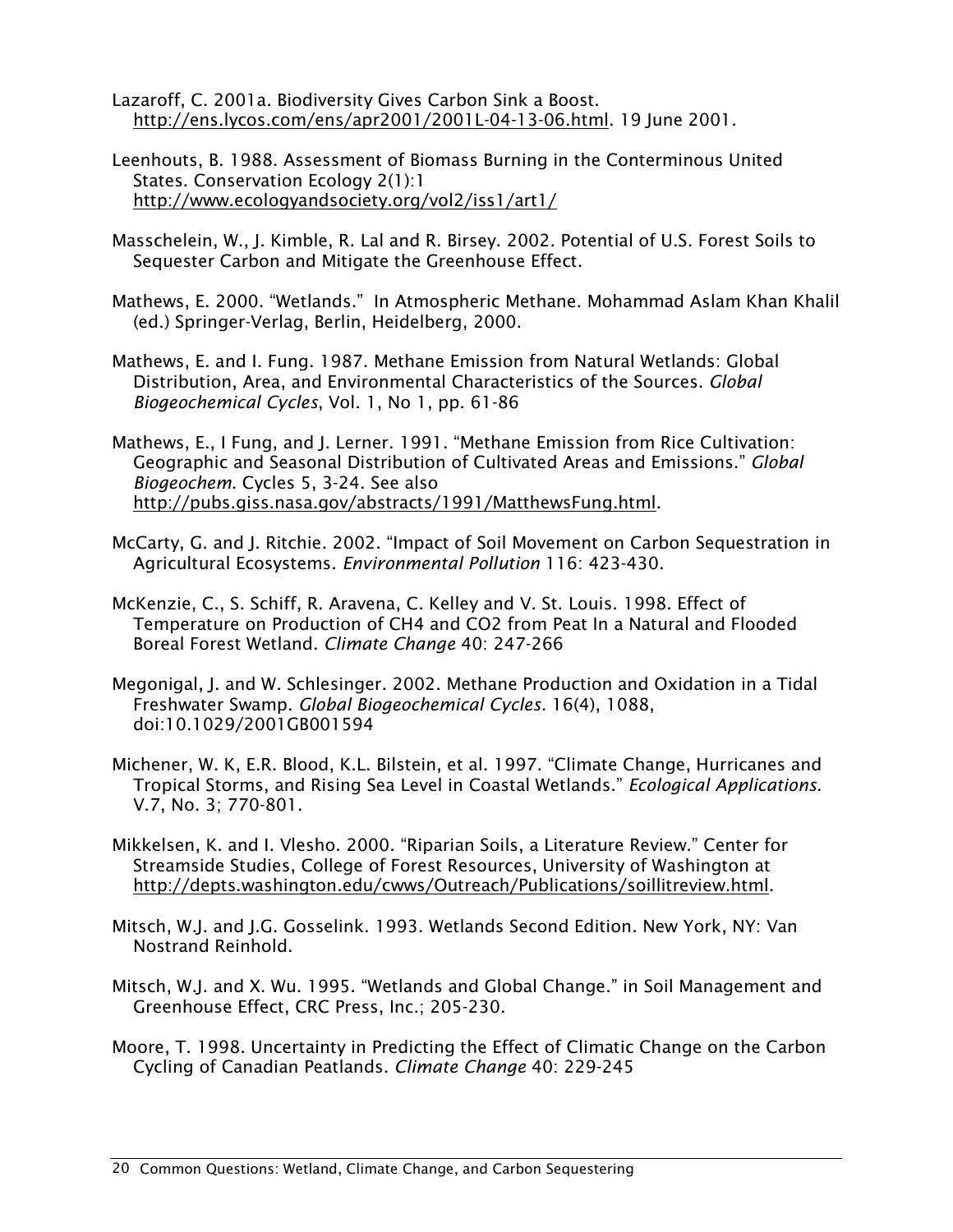Lazaroff, C. 2001a. Biodiversity Gives Carbon Sink a Boost. http://ens.lycos.com/ens/apr2001/2001L-04-13-06.html. 19 June 2001.

Leenhouts, B. 1988. Assessment of Biomass Burning in the Conterminous United States. Conservation Ecology 2(1):1 http://www.ecologyandsociety.org/vol2/iss1/art1/

Masschelein, W., J. Kimble, R. Lal and R. Birsey. 2002. Potential of U.S. Forest Soils to Sequester Carbon and Mitigate the Greenhouse Effect.

Mathews, E. 2000. "Wetlands." In Atmospheric Methane. Mohammad Aslam Khan Khalil (ed.) Springer-Verlag, Berlin, Heidelberg, 2000.

Mathews, E. and I. Fung. 1987. Methane Emission from Natural Wetlands: Global Distribution, Area, and Environmental Characteristics of the Sources. *Global Biogeochemical Cycles*, Vol. 1, No 1, pp. 61-86

Mathews, E., I Fung, and J. Lerner. 1991. "Methane Emission from Rice Cultivation: Geographic and Seasonal Distribution of Cultivated Areas and Emissions." *Global Biogeochem*. Cycles 5, 3-24. See also http://pubs.giss.nasa.gov/abstracts/1991/MatthewsFung.html.

McCarty, G. and J. Ritchie. 2002. "Impact of Soil Movement on Carbon Sequestration in Agricultural Ecosystems. *Environmental Pollution* 116: 423-430.

McKenzie, C., S. Schiff, R. Aravena, C. Kelley and V. St. Louis. 1998. Effect of Temperature on Production of CH4 and CO2 from Peat In a Natural and Flooded Boreal Forest Wetland. *Climate Change* 40: 247-266

Megonigal, J. and W. Schlesinger. 2002. Methane Production and Oxidation in a Tidal Freshwater Swamp. *Global Biogeochemical Cycles.* 16(4), 1088, doi:10.1029/2001GB001594

Michener, W. K, E.R. Blood, K.L. Bilstein, et al. 1997. "Climate Change, Hurricanes and Tropical Storms, and Rising Sea Level in Coastal Wetlands." *Ecological Applications*. V.7, No. 3; 770-801.

Mikkelsen, K. and I. Vlesho. 2000. "Riparian Soils, a Literature Review." Center for Streamside Studies, College of Forest Resources, University of Washington at http://depts.washington.edu/cwws/Outreach/Publications/soillitreview.html.

Mitsch, W.J. and J.G. Gosselink. 1993. Wetlands Second Edition. New York, NY: Van Nostrand Reinhold.

Mitsch, W.J. and X. Wu. 1995. "Wetlands and Global Change." in Soil Management and Greenhouse Effect, CRC Press, Inc.; 205-230.

Moore, T. 1998. Uncertainty in Predicting the Effect of Climatic Change on the Carbon Cycling of Canadian Peatlands. *Climate Change* 40: 229-245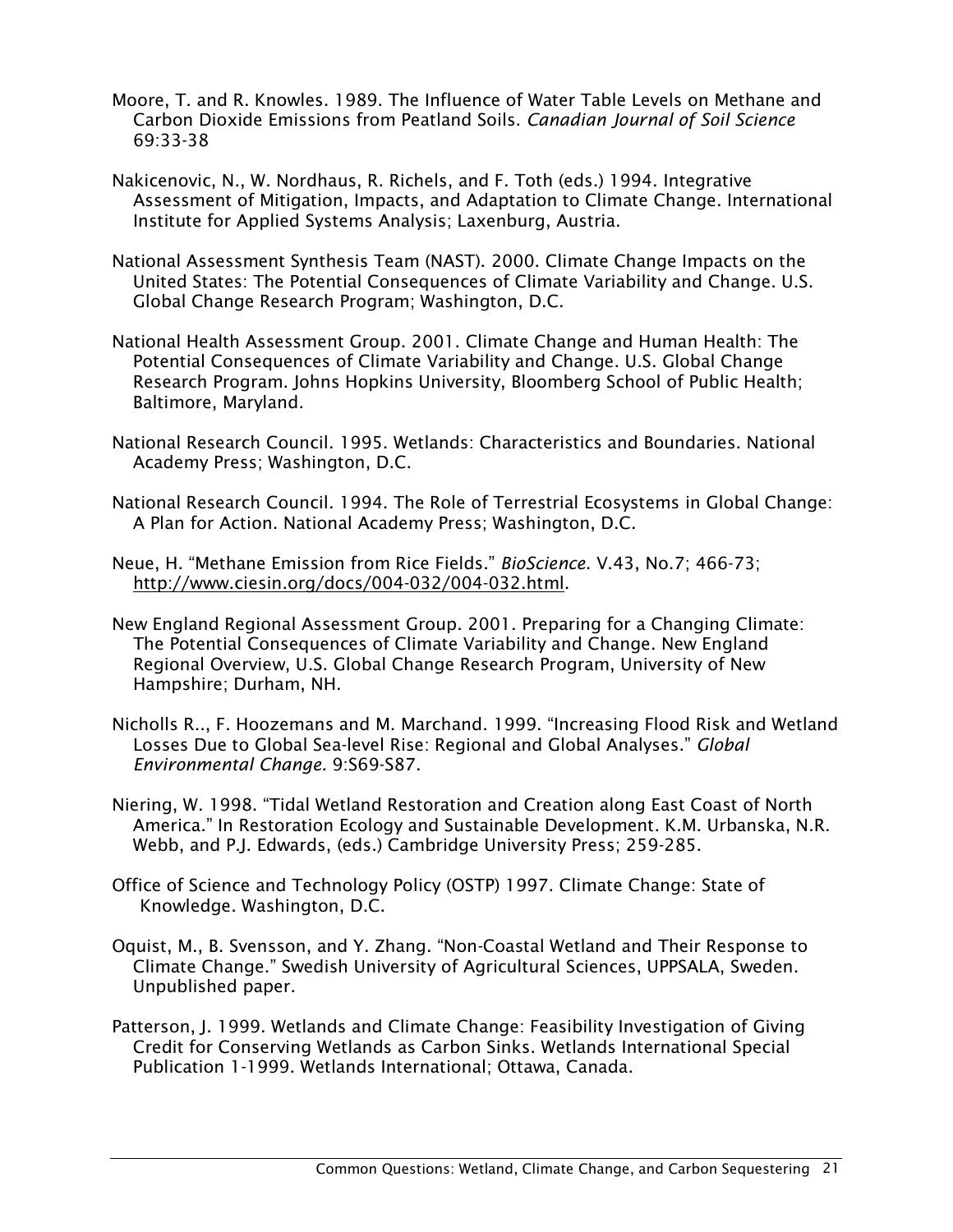Moore, T. and R. Knowles. 1989. The Influence of Water Table Levels on Methane and Carbon Dioxide Emissions from Peatland Soils. *Canadian Journal of Soil Science* 69:33-38

Nakicenovic, N., W. Nordhaus, R. Richels, and F. Toth (eds.) 1994. Integrative Assessment of Mitigation, Impacts, and Adaptation to Climate Change. International Institute for Applied Systems Analysis; Laxenburg, Austria.

National Assessment Synthesis Team (NAST). 2000. Climate Change Impacts on the United States: The Potential Consequences of Climate Variability and Change. U.S. Global Change Research Program; Washington, D.C.

National Health Assessment Group. 2001. Climate Change and Human Health: The Potential Consequences of Climate Variability and Change. U.S. Global Change Research Program. Johns Hopkins University, Bloomberg School of Public Health; Baltimore, Maryland.

National Research Council. 1995. Wetlands: Characteristics and Boundaries. National Academy Press; Washington, D.C.

National Research Council. 1994. The Role of Terrestrial Ecosystems in Global Change: A Plan for Action. National Academy Press; Washington, D.C.

Neue, H. "Methane Emission from Rice Fields." *BioScience*. V.43, No.7; 466-73; http://www.ciesin.org/docs/004-032/004-032.html.

New England Regional Assessment Group. 2001. Preparing for a Changing Climate: The Potential Consequences of Climate Variability and Change. New England Regional Overview, U.S. Global Change Research Program, University of New Hampshire; Durham, NH.

Nicholls R.., F. Hoozemans and M. Marchand. 1999. "Increasing Flood Risk and Wetland Losses Due to Global Sea-level Rise: Regional and Global Analyses." *Global Environmental Change.* 9:S69-S87.

Niering, W. 1998. "Tidal Wetland Restoration and Creation along East Coast of North America." In Restoration Ecology and Sustainable Development. K.M. Urbanska, N.R. Webb, and P.J. Edwards, (eds.) Cambridge University Press; 259-285.

Office of Science and Technology Policy (OSTP) 1997. Climate Change: State of Knowledge. Washington, D.C.

Oquist, M., B. Svensson, and Y. Zhang. "Non-Coastal Wetland and Their Response to Climate Change." Swedish University of Agricultural Sciences, UPPSALA, Sweden. Unpublished paper.

Patterson, J. 1999. Wetlands and Climate Change: Feasibility Investigation of Giving Credit for Conserving Wetlands as Carbon Sinks. Wetlands International Special Publication 1-1999. Wetlands International; Ottawa, Canada.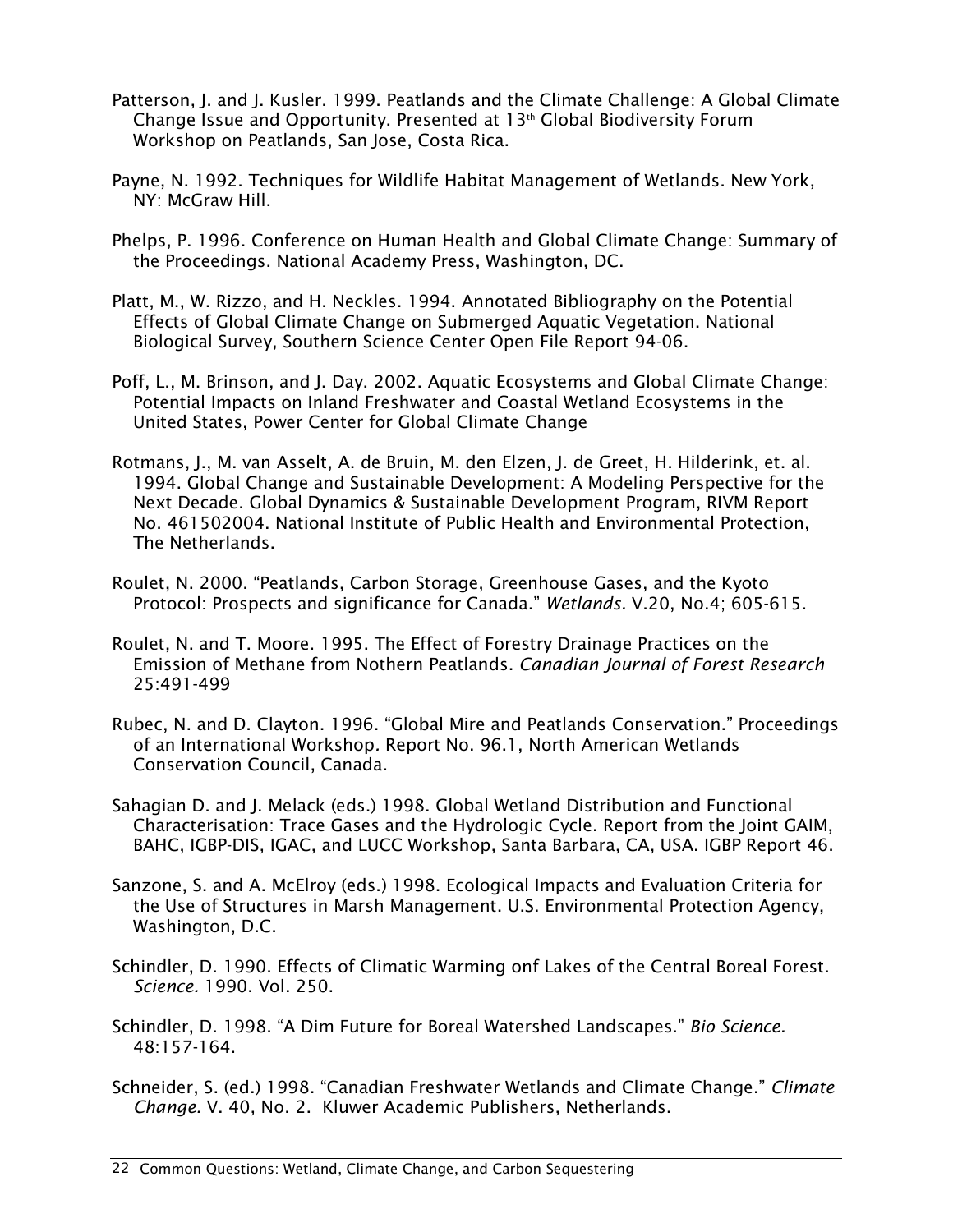Patterson, J. and J. Kusler. 1999. Peatlands and the Climate Challenge: A Global Climate Change Issue and Opportunity. Presented at 13th Global Biodiversity Forum Workshop on Peatlands, San Jose, Costa Rica.

Payne, N. 1992. Techniques for Wildlife Habitat Management of Wetlands. New York, NY: McGraw Hill.

Phelps, P. 1996. Conference on Human Health and Global Climate Change: Summary of the Proceedings. National Academy Press, Washington, DC.

Platt, M., W. Rizzo, and H. Neckles. 1994. Annotated Bibliography on the Potential Effects of Global Climate Change on Submerged Aquatic Vegetation. National Biological Survey, Southern Science Center Open File Report 94-06.

Poff, L., M. Brinson, and J. Day. 2002. Aquatic Ecosystems and Global Climate Change: Potential Impacts on Inland Freshwater and Coastal Wetland Ecosystems in the United States, Power Center for Global Climate Change

Rotmans, J., M. van Asselt, A. de Bruin, M. den Elzen, J. de Greet, H. Hilderink, et. al. 1994. Global Change and Sustainable Development: A Modeling Perspective for the Next Decade. Global Dynamics & Sustainable Development Program, RIVM Report No. 461502004. National Institute of Public Health and Environmental Protection, The Netherlands.

Roulet, N. 2000. "Peatlands, Carbon Storage, Greenhouse Gases, and the Kyoto Protocol: Prospects and significance for Canada." *Wetlands.* V.20, No.4; 605-615.

Roulet, N. and T. Moore. 1995. The Effect of Forestry Drainage Practices on the Emission of Methane from Nothern Peatlands. *Canadian Journal of Forest Research* 25:491-499

Rubec, N. and D. Clayton. 1996. "Global Mire and Peatlands Conservation." Proceedings of an International Workshop. Report No. 96.1, North American Wetlands Conservation Council, Canada.

Sahagian D. and J. Melack (eds.) 1998. Global Wetland Distribution and Functional Characterisation: Trace Gases and the Hydrologic Cycle. Report from the Joint GAIM, BAHC, IGBP-DIS, IGAC, and LUCC Workshop, Santa Barbara, CA, USA. IGBP Report 46.

Sanzone, S. and A. McElroy (eds.) 1998. Ecological Impacts and Evaluation Criteria for the Use of Structures in Marsh Management. U.S. Environmental Protection Agency, Washington, D.C.

Schindler, D. 1990. Effects of Climatic Warming onf Lakes of the Central Boreal Forest. *Science.* 1990. Vol. 250.

Schindler, D. 1998. "A Dim Future for Boreal Watershed Landscapes." *Bio Science.* 48:157-164.

Schneider, S. (ed.) 1998. "Canadian Freshwater Wetlands and Climate Change." *Climate Change.* V. 40, No. 2. Kluwer Academic Publishers, Netherlands.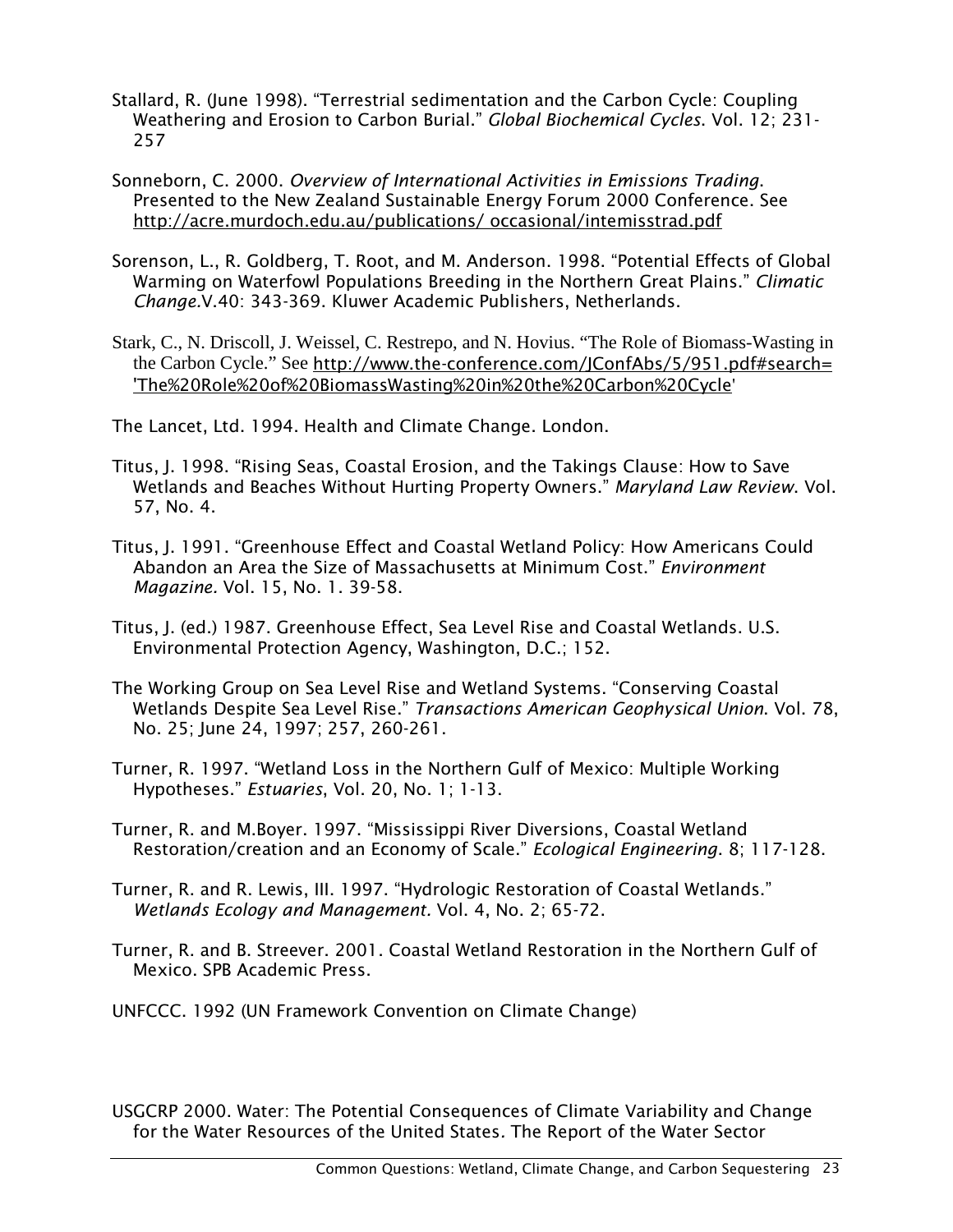Stallard, R. (June 1998). "Terrestrial sedimentation and the Carbon Cycle: Coupling Weathering and Erosion to Carbon Burial." *Global Biochemical Cycles*. Vol. 12; 231-257

Sonneborn, C. 2000. *Overview of International Activities in Emissions Trading*. Presented to the New Zealand Sustainable Energy Forum 2000 Conference. See http://acre.murdoch.edu.au/publications/ occasional/intemisstrad.pdf

Sorenson, L., R. Goldberg, T. Root, and M. Anderson. 1998. "Potential Effects of Global Warming on Waterfowl Populations Breeding in the Northern Great Plains." *Climatic Change*.V.40: 343-369. Kluwer Academic Publishers, Netherlands.

Stark, C., N. Driscoll, J. Weissel, C. Restrepo, and N. Hovius. "The Role of Biomass-Wasting in the Carbon Cycle." See http://www.the-conference.com/JConfAbs/5/951.pdf#search='The%20Role%20of%20BiomassWasting%20in%20the%20Carbon%20Cycle'

The Lancet, Ltd. 1994. Health and Climate Change. London.

Titus, J. 1998. "Rising Seas, Coastal Erosion, and the Takings Clause: How to Save Wetlands and Beaches Without Hurting Property Owners." *Maryland Law Review*. Vol. 57, No. 4.

Titus, J. 1991. "Greenhouse Effect and Coastal Wetland Policy: How Americans Could Abandon an Area the Size of Massachusetts at Minimum Cost." *Environment Magazine.* Vol. 15, No. 1. 39-58.

Titus, J. (ed.) 1987. Greenhouse Effect, Sea Level Rise and Coastal Wetlands. U.S. Environmental Protection Agency, Washington, D.C.; 152.

The Working Group on Sea Level Rise and Wetland Systems. "Conserving Coastal Wetlands Despite Sea Level Rise." *Transactions American Geophysical Union*. Vol. 78, No. 25; June 24, 1997; 257, 260-261.

Turner, R. 1997. "Wetland Loss in the Northern Gulf of Mexico: Multiple Working Hypotheses." *Estuaries*, Vol. 20, No. 1; 1-13.

Turner, R. and M.Boyer. 1997. "Mississippi River Diversions, Coastal Wetland Restoration/creation and an Economy of Scale." *Ecological Engineering*. 8; 117-128.

Turner, R. and R. Lewis, III. 1997. "Hydrologic Restoration of Coastal Wetlands." *Wetlands Ecology and Management.* Vol. 4, No. 2; 65-72.

Turner, R. and B. Streever. 2001. Coastal Wetland Restoration in the Northern Gulf of Mexico. SPB Academic Press.

UNFCCC. 1992 (UN Framework Convention on Climate Change)

USGCRP 2000. Water: The Potential Consequences of Climate Variability and Change for the Water Resources of the United States. The Report of the Water Sector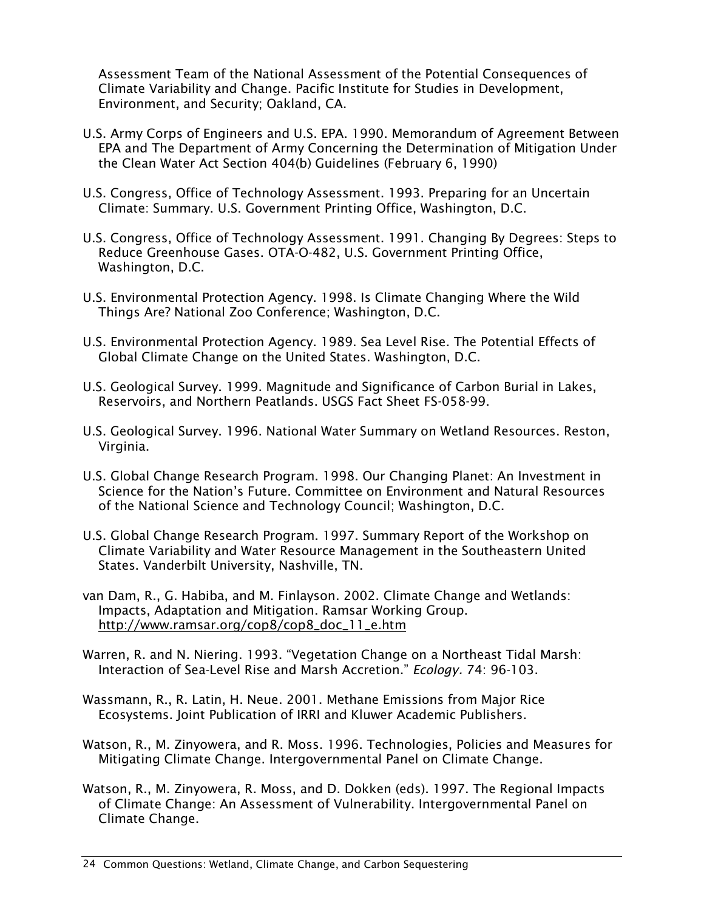Assessment Team of the National Assessment of the Potential Consequences of Climate Variability and Change. Pacific Institute for Studies in Development, Environment, and Security; Oakland, CA.

U.S. Army Corps of Engineers and U.S. EPA. 1990. Memorandum of Agreement Between EPA and The Department of Army Concerning the Determination of Mitigation Under the Clean Water Act Section 404(b) Guidelines (February 6, 1990)

U.S. Congress, Office of Technology Assessment. 1993. Preparing for an Uncertain Climate: Summary. U.S. Government Printing Office, Washington, D.C.

U.S. Congress, Office of Technology Assessment. 1991. Changing By Degrees: Steps to Reduce Greenhouse Gases. OTA-O-482, U.S. Government Printing Office, Washington, D.C.

U.S. Environmental Protection Agency. 1998. Is Climate Changing Where the Wild Things Are? National Zoo Conference; Washington, D.C.

U.S. Environmental Protection Agency. 1989. Sea Level Rise. The Potential Effects of Global Climate Change on the United States. Washington, D.C.

U.S. Geological Survey. 1999. Magnitude and Significance of Carbon Burial in Lakes, Reservoirs, and Northern Peatlands. USGS Fact Sheet FS-058-99.

U.S. Geological Survey. 1996. National Water Summary on Wetland Resources. Reston, Virginia.

U.S. Global Change Research Program. 1998. Our Changing Planet: An Investment in Science for the Nation's Future. Committee on Environment and Natural Resources of the National Science and Technology Council; Washington, D.C.

U.S. Global Change Research Program. 1997. Summary Report of the Workshop on Climate Variability and Water Resource Management in the Southeastern United States. Vanderbilt University, Nashville, TN.

van Dam, R., G. Habiba, and M. Finlayson. 2002. Climate Change and Wetlands: Impacts, Adaptation and Mitigation. Ramsar Working Group. http://www.ramsar.org/cop8/cop8_doc_11_e.htm

Warren, R. and N. Niering. 1993. "Vegetation Change on a Northeast Tidal Marsh: Interaction of Sea-Level Rise and Marsh Accretion." *Ecology.* 74: 96-103.

Wassmann, R., R. Latin, H. Neue. 2001. Methane Emissions from Major Rice Ecosystems. Joint Publication of IRRI and Kluwer Academic Publishers.

Watson, R., M. Zinyowera, and R. Moss. 1996. Technologies, Policies and Measures for Mitigating Climate Change. Intergovernmental Panel on Climate Change.

Watson, R., M. Zinyowera, R. Moss, and D. Dokken (eds). 1997. The Regional Impacts of Climate Change: An Assessment of Vulnerability. Intergovernmental Panel on Climate Change.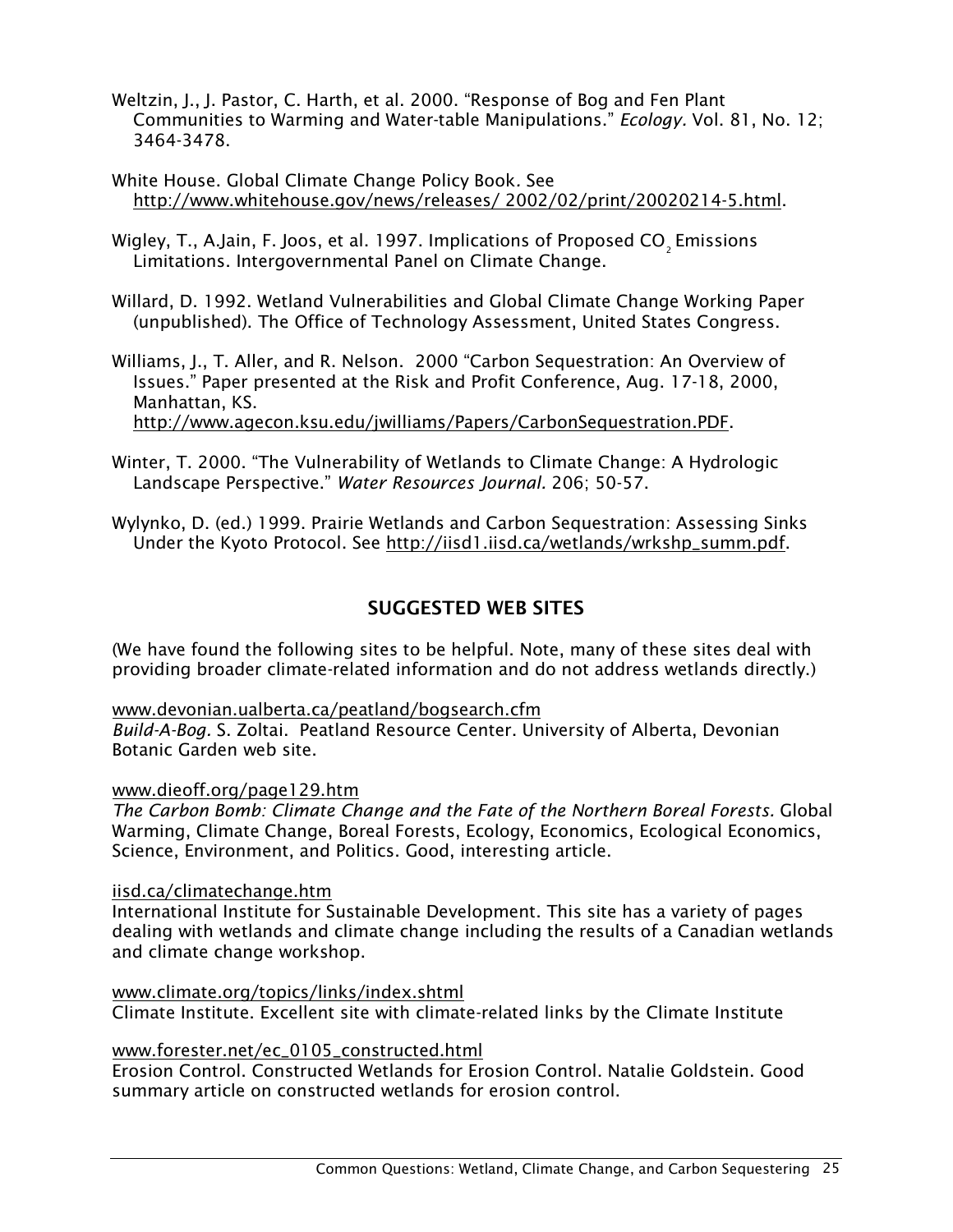Weltzin, J., J. Pastor, C. Harth, et al. 2000. "Response of Bog and Fen Plant Communities to Warming and Water-table Manipulations." *Ecology.* Vol. 81, No. 12; 3464-3478.

White House. Global Climate Change Policy Book. See http://www.whitehouse.gov/news/releases/ 2002/02/print/20020214-5.html.

Wigley, T., A.Jain, F. Joos, et al. 1997. Implications of Proposed $CO_2$ Emissions Limitations. Intergovernmental Panel on Climate Change.

Willard, D. 1992. Wetland Vulnerabilities and Global Climate Change Working Paper (unpublished). The Office of Technology Assessment, United States Congress.

Williams, J., T. Aller, and R. Nelson. 2000 "Carbon Sequestration: An Overview of Issues." Paper presented at the Risk and Profit Conference, Aug. 17-18, 2000, Manhattan, KS. http://www.agecon.ksu.edu/jwilliams/Papers/CarbonSequestration.PDF.

Winter, T. 2000. "The Vulnerability of Wetlands to Climate Change: A Hydrologic Landscape Perspective." *Water Resources Journal.* 206; 50-57.

Wylynko, D. (ed.) 1999. Prairie Wetlands and Carbon Sequestration: Assessing Sinks Under the Kyoto Protocol. See http://iisd1.iisd.ca/wetlands/wrkshp_summ.pdf.

## SUGGESTED WEB SITES

(We have found the following sites to be helpful. Note, many of these sites deal with providing broader climate-related information and do not address wetlands directly.)

www.devonian.ualberta.ca/peatland/bogsearch.cfm
*Build-A-Bog.* S. Zoltai. Peatland Resource Center. University of Alberta, Devonian Botanic Garden web site.

www.dieoff.org/page129.htm
*The Carbon Bomb: Climate Change and the Fate of the Northern Boreal Forests.* Global Warming, Climate Change, Boreal Forests, Ecology, Economics, Ecological Economics, Science, Environment, and Politics. Good, interesting article.

iisd.ca/climatechange.htm
International Institute for Sustainable Development. This site has a variety of pages dealing with wetlands and climate change including the results of a Canadian wetlands and climate change workshop.

www.climate.org/topics/links/index.shtml
Climate Institute. Excellent site with climate-related links by the Climate Institute

www.forester.net/ec_0105_constructed.html
Erosion Control. Constructed Wetlands for Erosion Control. Natalie Goldstein. Good summary article on constructed wetlands for erosion control.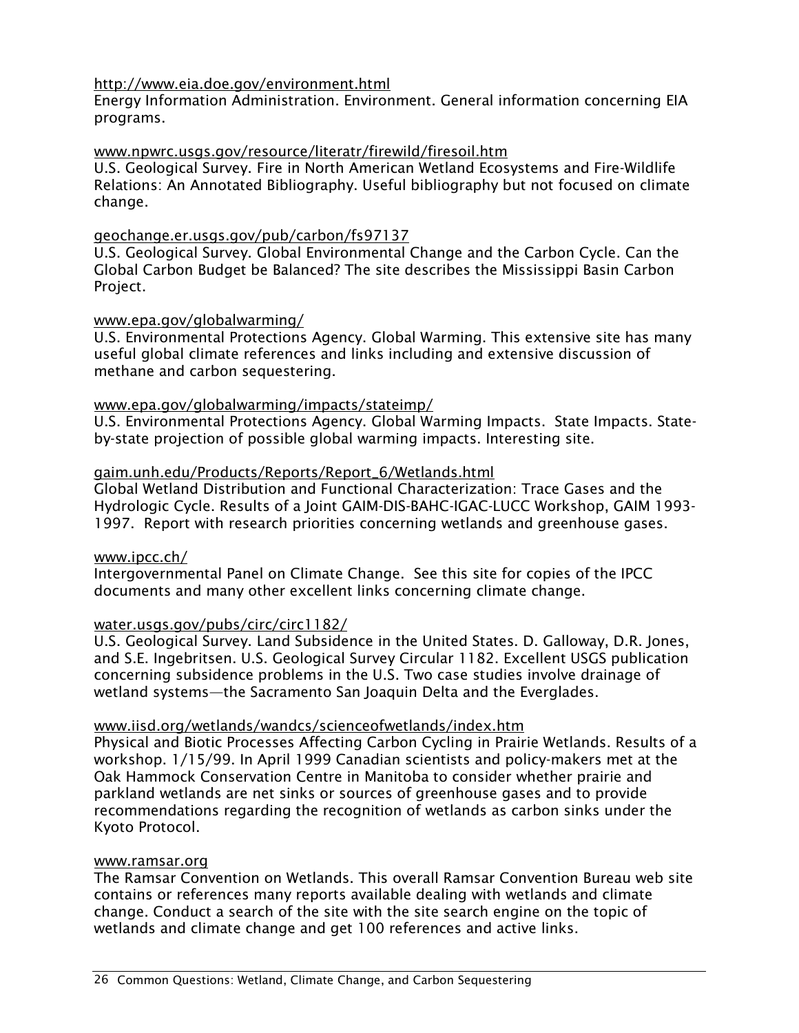http://www.eia.doe.gov/environment.html
Energy Information Administration. Environment. General information concerning EIA programs.

www.npwrc.usgs.gov/resource/literatr/firewild/firesoil.htm
U.S. Geological Survey. Fire in North American Wetland Ecosystems and Fire-Wildlife Relations: An Annotated Bibliography. Useful bibliography but not focused on climate change.

geochange.er.usgs.gov/pub/carbon/fs97137
U.S. Geological Survey. Global Environmental Change and the Carbon Cycle. Can the Global Carbon Budget be Balanced? The site describes the Mississippi Basin Carbon Project.

www.epa.gov/globalwarming/
U.S. Environmental Protections Agency. Global Warming. This extensive site has many useful global climate references and links including and extensive discussion of methane and carbon sequestering.

www.epa.gov/globalwarming/impacts/stateimp/
U.S. Environmental Protections Agency. Global Warming Impacts. State Impacts. State-by-state projection of possible global warming impacts. Interesting site.

gaim.unh.edu/Products/Reports/Report_6/Wetlands.html
Global Wetland Distribution and Functional Characterization: Trace Gases and the Hydrologic Cycle. Results of a Joint GAIM-DIS-BAHC-IGAC-LUCC Workshop, GAIM 1993-1997. Report with research priorities concerning wetlands and greenhouse gases.

www.ipcc.ch/
Intergovernmental Panel on Climate Change. See this site for copies of the IPCC documents and many other excellent links concerning climate change.

water.usgs.gov/pubs/circ/circ1182/
U.S. Geological Survey. Land Subsidence in the United States. D. Galloway, D.R. Jones, and S.E. Ingebritsen. U.S. Geological Survey Circular 1182. Excellent USGS publication concerning subsidence problems in the U.S. Two case studies involve drainage of wetland systems—the Sacramento San Joaquin Delta and the Everglades.

www.iisd.org/wetlands/wandcs/scienceofwetlands/index.htm
Physical and Biotic Processes Affecting Carbon Cycling in Prairie Wetlands. Results of a workshop. 1/15/99. In April 1999 Canadian scientists and policy-makers met at the Oak Hammock Conservation Centre in Manitoba to consider whether prairie and parkland wetlands are net sinks or sources of greenhouse gases and to provide recommendations regarding the recognition of wetlands as carbon sinks under the Kyoto Protocol.

www.ramsar.org
The Ramsar Convention on Wetlands. This overall Ramsar Convention Bureau web site contains or references many reports available dealing with wetlands and climate change. Conduct a search of the site with the site search engine on the topic of wetlands and climate change and get 100 references and active links.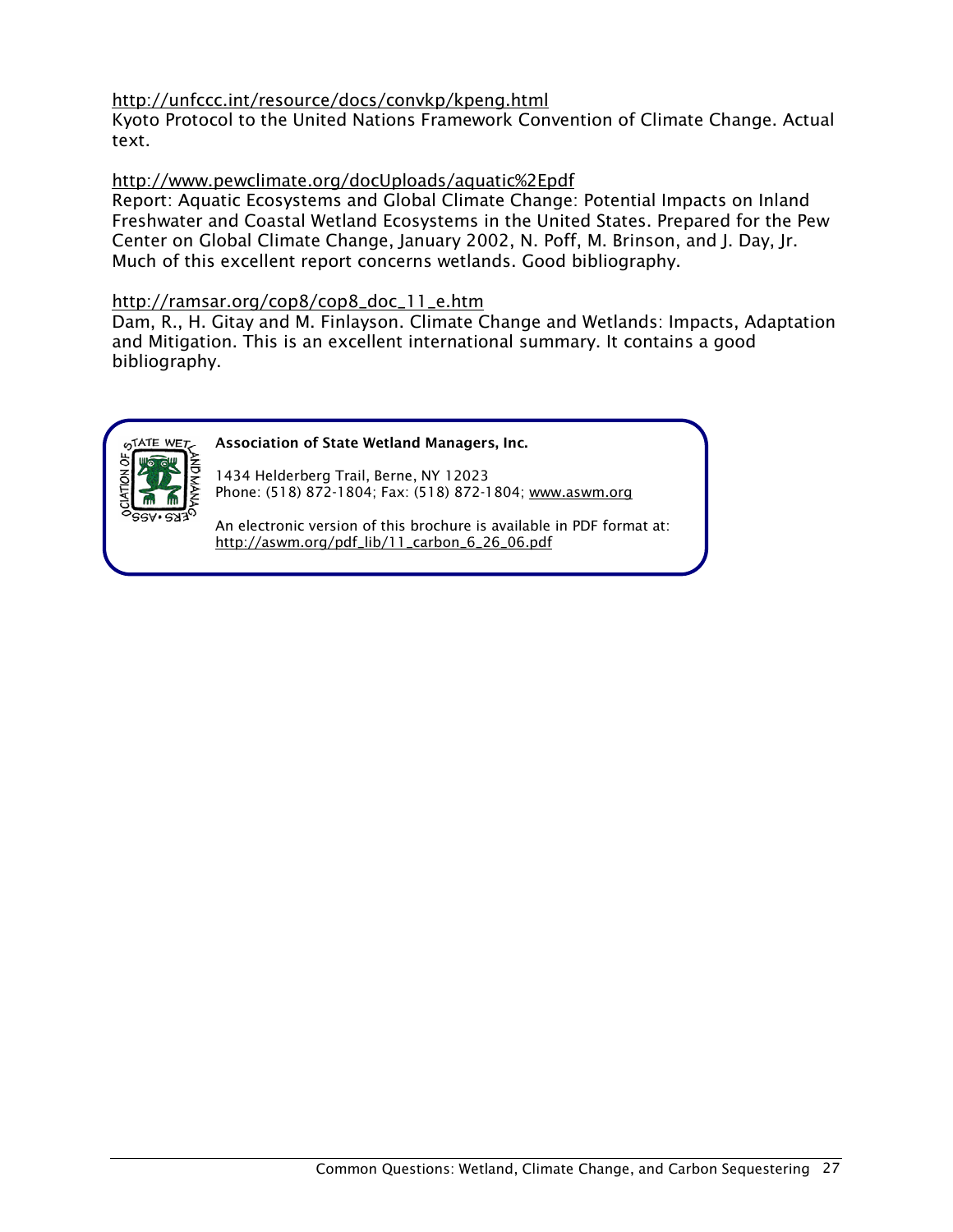http://unfccc.int/resource/docs/convkp/kpeng.html
Kyoto Protocol to the United Nations Framework Convention of Climate Change. Actual text.

http://www.pewclimate.org/docUploads/aquatic%2Epdf
Report: Aquatic Ecosystems and Global Climate Change: Potential Impacts on Inland Freshwater and Coastal Wetland Ecosystems in the United States. Prepared for the Pew Center on Global Climate Change, January 2002, N. Poff, M. Brinson, and J. Day, Jr. Much of this excellent report concerns wetlands. Good bibliography.

http://ramsar.org/cop8/cop8_doc_11_e.htm
Dam, R., H. Gitay and M. Finlayson. Climate Change and Wetlands: Impacts, Adaptation and Mitigation. This is an excellent international summary. It contains a good bibliography.

**Association of State Wetland Managers, Inc.**

1434 Helderberg Trail, Berne, NY 12023
Phone: (518) 872-1804; Fax: (518) 872-1804; www.aswm.org

An electronic version of this brochure is available in PDF format at:
http://aswm.org/pdf_lib/11_carbon_6_26_06.pdf